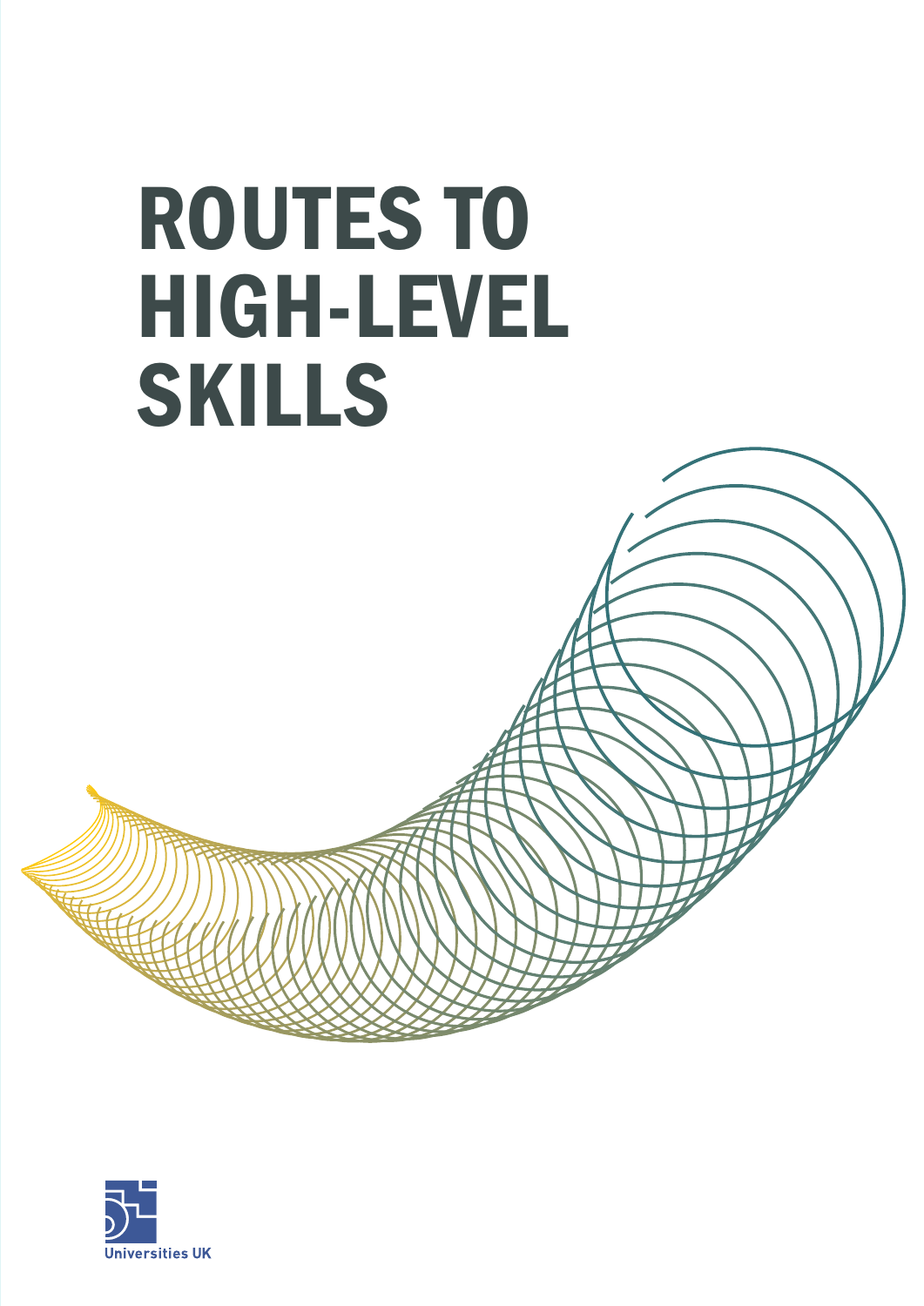# ROUTES TO HIGH-LEVEL SKILLS

Universities UK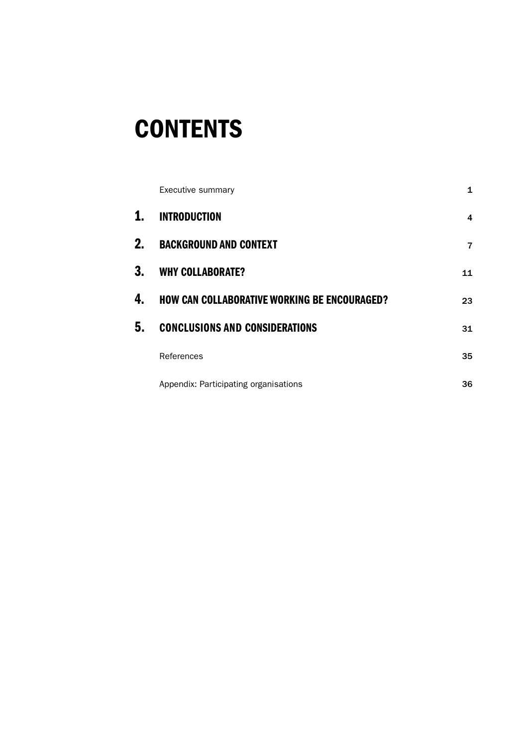# CONTENTS

| | | |
|---|---|---|
| | Executive summary | 1 |
| **1.** | **INTRODUCTION** | 4 |
| **2.** | **BACKGROUND AND CONTEXT** | 7 |
| **3.** | **WHY COLLABORATE?** | 11 |
| **4.** | **HOW CAN COLLABORATIVE WORKING BE ENCOURAGED?** | 23 |
| **5.** | **CONCLUSIONS AND CONSIDERATIONS** | 31 |
| | References | 35 |
| | Appendix: Participating organisations | 36 |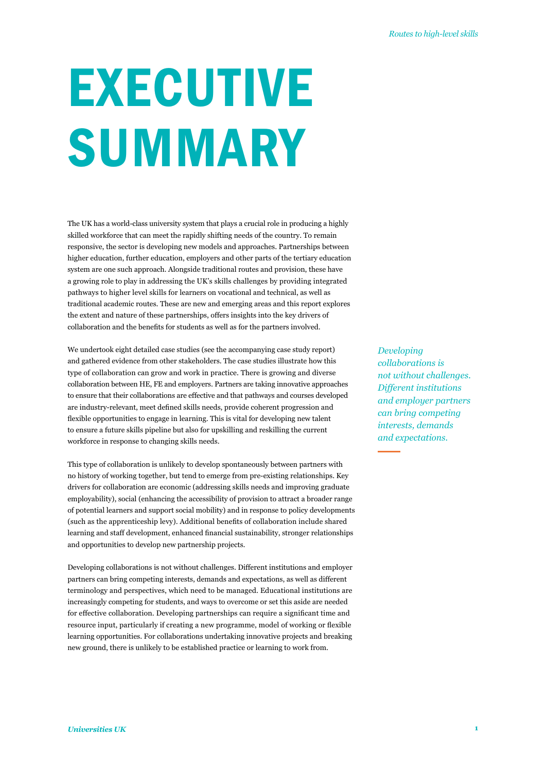# EXECUTIVE SUMMARY

The UK has a world-class university system that plays a crucial role in producing a highly skilled workforce that can meet the rapidly shifting needs of the country. To remain responsive, the sector is developing new models and approaches. Partnerships between higher education, further education, employers and other parts of the tertiary education system are one such approach. Alongside traditional routes and provision, these have a growing role to play in addressing the UK's skills challenges by providing integrated pathways to higher level skills for learners on vocational and technical, as well as traditional academic routes. These are new and emerging areas and this report explores the extent and nature of these partnerships, offers insights into the key drivers of collaboration and the benefits for students as well as for the partners involved.

We undertook eight detailed case studies (see the accompanying case study report) and gathered evidence from other stakeholders. The case studies illustrate how this type of collaboration can grow and work in practice. There is growing and diverse collaboration between HE, FE and employers. Partners are taking innovative approaches to ensure that their collaborations are effective and that pathways and courses developed are industry-relevant, meet defined skills needs, provide coherent progression and flexible opportunities to engage in learning. This is vital for developing new talent to ensure a future skills pipeline but also for upskilling and reskilling the current workforce in response to changing skills needs.

This type of collaboration is unlikely to develop spontaneously between partners with no history of working together, but tend to emerge from pre-existing relationships. Key drivers for collaboration are economic (addressing skills needs and improving graduate employability), social (enhancing the accessibility of provision to attract a broader range of potential learners and support social mobility) and in response to policy developments (such as the apprenticeship levy). Additional benefits of collaboration include shared learning and staff development, enhanced financial sustainability, stronger relationships and opportunities to develop new partnership projects.

Developing collaborations is not without challenges. Different institutions and employer partners can bring competing interests, demands and expectations, as well as different terminology and perspectives, which need to be managed. Educational institutions are increasingly competing for students, and ways to overcome or set this aside are needed for effective collaboration. Developing partnerships can require a significant time and resource input, particularly if creating a new programme, model of working or flexible learning opportunities. For collaborations undertaking innovative projects and breaking new ground, there is unlikely to be established practice or learning to work from.

*Developing collaborations is not without challenges. Different institutions and employer partners can bring competing interests, demands and expectations.*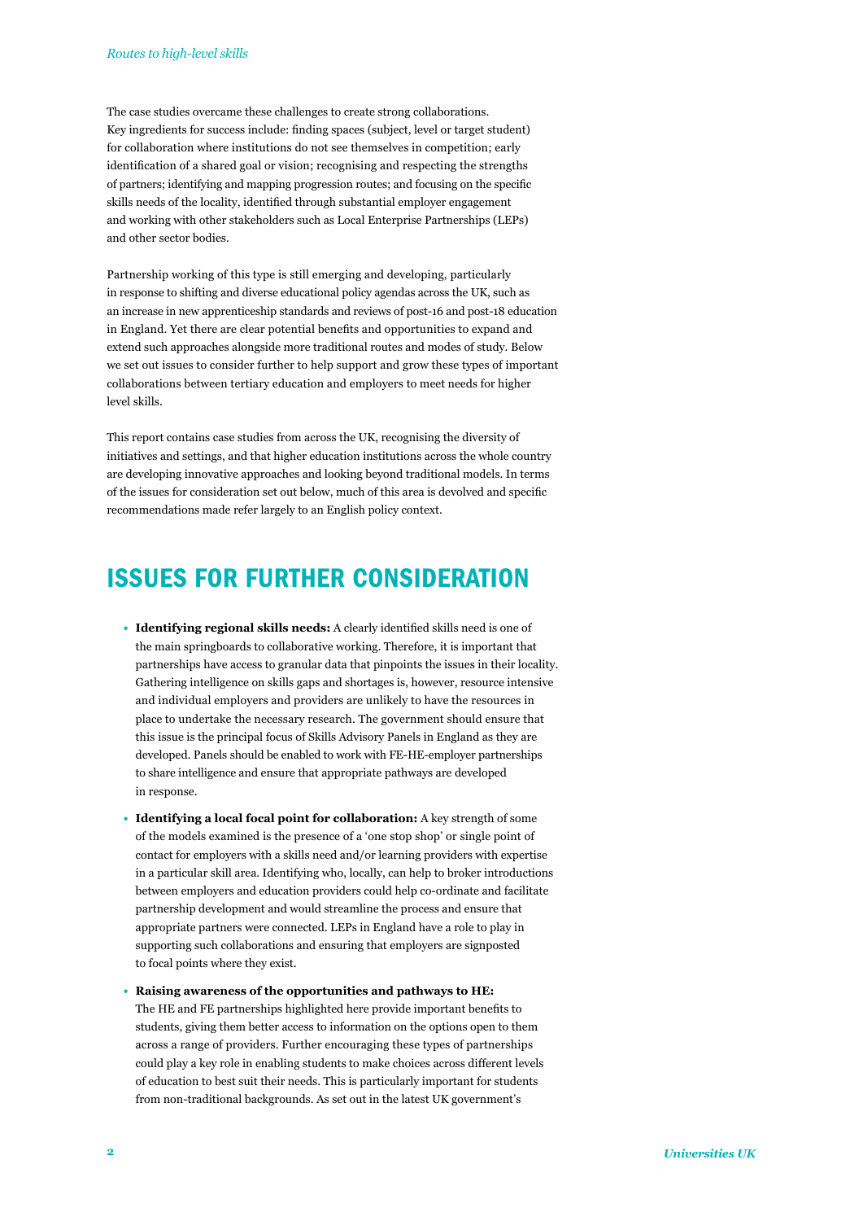The case studies overcame these challenges to create strong collaborations. Key ingredients for success include: finding spaces (subject, level or target student) for collaboration where institutions do not see themselves in competition; early identification of a shared goal or vision; recognising and respecting the strengths of partners; identifying and mapping progression routes; and focusing on the specific skills needs of the locality, identified through substantial employer engagement and working with other stakeholders such as Local Enterprise Partnerships (LEPs) and other sector bodies.

Partnership working of this type is still emerging and developing, particularly in response to shifting and diverse educational policy agendas across the UK, such as an increase in new apprenticeship standards and reviews of post-16 and post-18 education in England. Yet there are clear potential benefits and opportunities to expand and extend such approaches alongside more traditional routes and modes of study. Below we set out issues to consider further to help support and grow these types of important collaborations between tertiary education and employers to meet needs for higher level skills.

This report contains case studies from across the UK, recognising the diversity of initiatives and settings, and that higher education institutions across the whole country are developing innovative approaches and looking beyond traditional models. In terms of the issues for consideration set out below, much of this area is devolved and specific recommendations made refer largely to an English policy context.

## ISSUES FOR FURTHER CONSIDERATION

- **Identifying regional skills needs:** A clearly identified skills need is one of the main springboards to collaborative working. Therefore, it is important that partnerships have access to granular data that pinpoints the issues in their locality. Gathering intelligence on skills gaps and shortages is, however, resource intensive and individual employers and providers are unlikely to have the resources in place to undertake the necessary research. The government should ensure that this issue is the principal focus of Skills Advisory Panels in England as they are developed. Panels should be enabled to work with FE-HE-employer partnerships to share intelligence and ensure that appropriate pathways are developed in response.
- **Identifying a local focal point for collaboration:** A key strength of some of the models examined is the presence of a 'one stop shop' or single point of contact for employers with a skills need and/or learning providers with expertise in a particular skill area. Identifying who, locally, can help to broker introductions between employers and education providers could help co-ordinate and facilitate partnership development and would streamline the process and ensure that appropriate partners were connected. LEPs in England have a role to play in supporting such collaborations and ensuring that employers are signposted to focal points where they exist.
- **Raising awareness of the opportunities and pathways to HE:** The HE and FE partnerships highlighted here provide important benefits to students, giving them better access to information on the options open to them across a range of providers. Further encouraging these types of partnerships could play a key role in enabling students to make choices across different levels of education to best suit their needs. This is particularly important for students from non-traditional backgrounds. As set out in the latest UK government's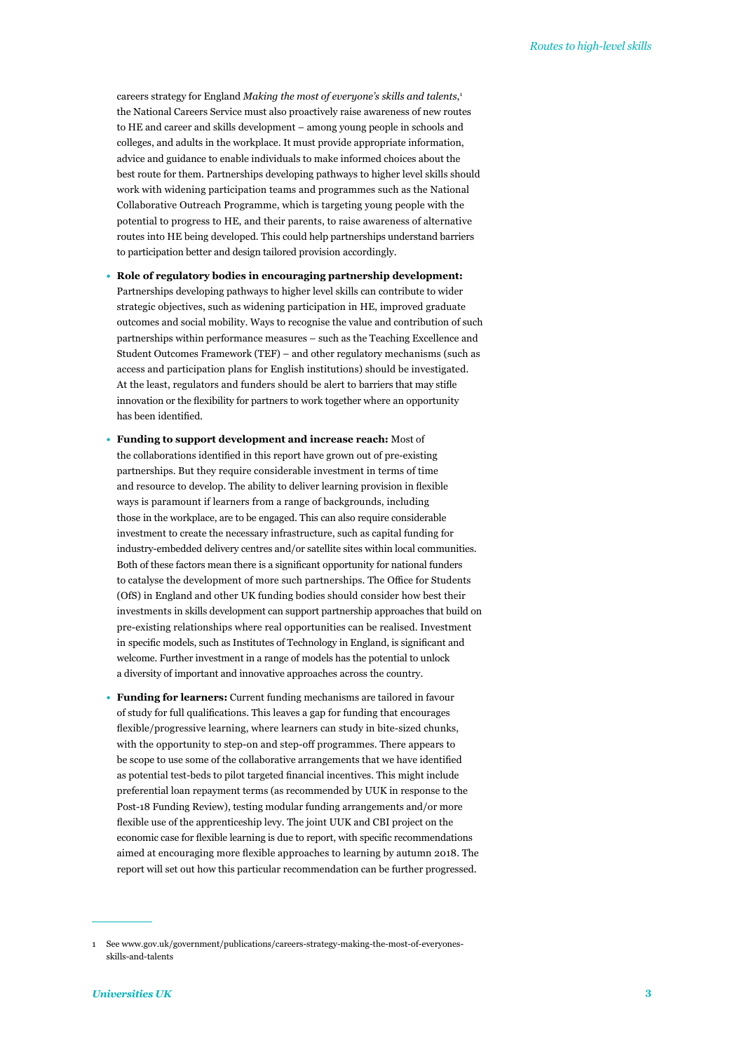careers strategy for England *Making the most of everyone's skills and talents*,[1] the National Careers Service must also proactively raise awareness of new routes to HE and career and skills development – among young people in schools and colleges, and adults in the workplace. It must provide appropriate information, advice and guidance to enable individuals to make informed choices about the best route for them. Partnerships developing pathways to higher level skills should work with widening participation teams and programmes such as the National Collaborative Outreach Programme, which is targeting young people with the potential to progress to HE, and their parents, to raise awareness of alternative routes into HE being developed. This could help partnerships understand barriers to participation better and design tailored provision accordingly.

- **Role of regulatory bodies in encouraging partnership development:** Partnerships developing pathways to higher level skills can contribute to wider strategic objectives, such as widening participation in HE, improved graduate outcomes and social mobility. Ways to recognise the value and contribution of such partnerships within performance measures – such as the Teaching Excellence and Student Outcomes Framework (TEF) – and other regulatory mechanisms (such as access and participation plans for English institutions) should be investigated. At the least, regulators and funders should be alert to barriers that may stifle innovation or the flexibility for partners to work together where an opportunity has been identified.

- **Funding to support development and increase reach:** Most of the collaborations identified in this report have grown out of pre-existing partnerships. But they require considerable investment in terms of time and resource to develop. The ability to deliver learning provision in flexible ways is paramount if learners from a range of backgrounds, including those in the workplace, are to be engaged. This can also require considerable investment to create the necessary infrastructure, such as capital funding for industry-embedded delivery centres and/or satellite sites within local communities. Both of these factors mean there is a significant opportunity for national funders to catalyse the development of more such partnerships. The Office for Students (OfS) in England and other UK funding bodies should consider how best their investments in skills development can support partnership approaches that build on pre-existing relationships where real opportunities can be realised. Investment in specific models, such as Institutes of Technology in England, is significant and welcome. Further investment in a range of models has the potential to unlock a diversity of important and innovative approaches across the country.

- **Funding for learners:** Current funding mechanisms are tailored in favour of study for full qualifications. This leaves a gap for funding that encourages flexible/progressive learning, where learners can study in bite-sized chunks, with the opportunity to step-on and step-off programmes. There appears to be scope to use some of the collaborative arrangements that we have identified as potential test-beds to pilot targeted financial incentives. This might include preferential loan repayment terms (as recommended by UUK in response to the Post-18 Funding Review), testing modular funding arrangements and/or more flexible use of the apprenticeship levy. The joint UUK and CBI project on the economic case for flexible learning is due to report, with specific recommendations aimed at encouraging more flexible approaches to learning by autumn 2018. The report will set out how this particular recommendation can be further progressed.

---

1 See www.gov.uk/government/publications/careers-strategy-making-the-most-of-everyones-skills-and-talents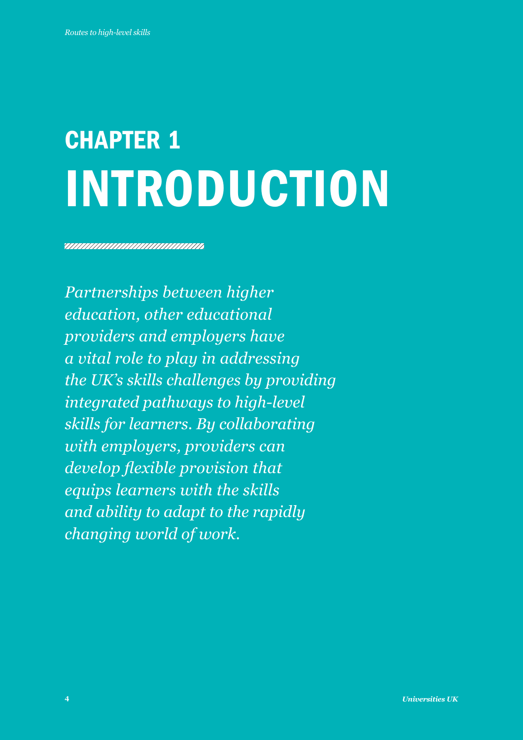# CHAPTER 1 INTRODUCTION

*Partnerships between higher education, other educational providers and employers have a vital role to play in addressing the UK's skills challenges by providing integrated pathways to high-level skills for learners. By collaborating with employers, providers can develop flexible provision that equips learners with the skills and ability to adapt to the rapidly changing world of work.*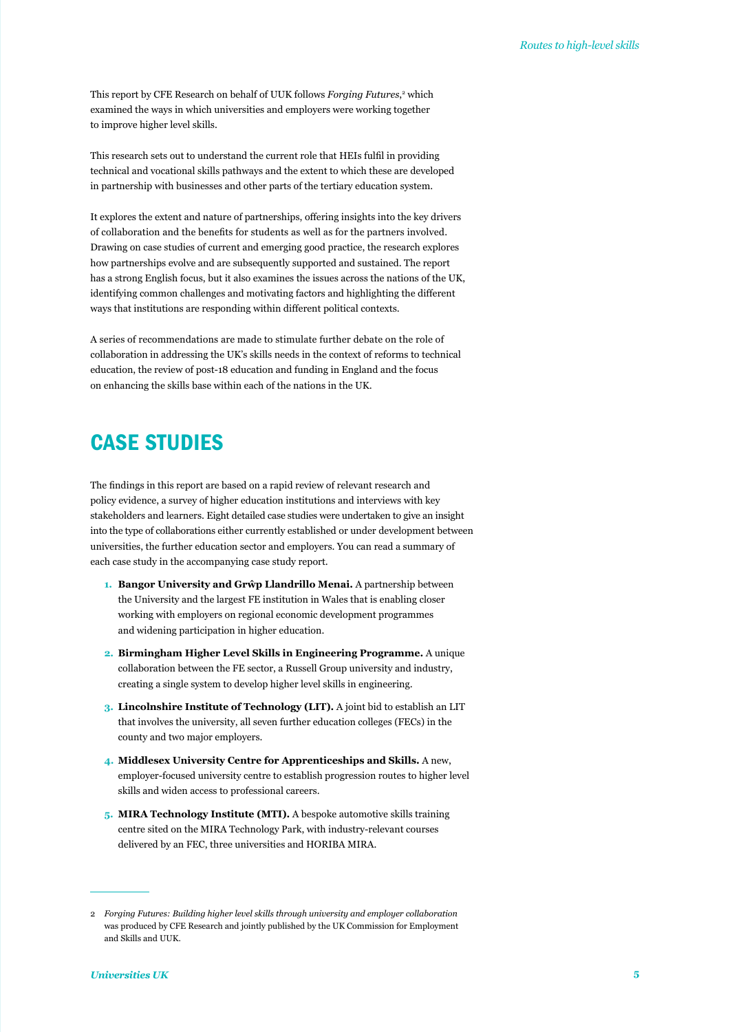This report by CFE Research on behalf of UUK follows *Forging Futures*,[2] which examined the ways in which universities and employers were working together to improve higher level skills.

This research sets out to understand the current role that HEIs fulfil in providing technical and vocational skills pathways and the extent to which these are developed in partnership with businesses and other parts of the tertiary education system.

It explores the extent and nature of partnerships, offering insights into the key drivers of collaboration and the benefits for students as well as for the partners involved. Drawing on case studies of current and emerging good practice, the research explores how partnerships evolve and are subsequently supported and sustained. The report has a strong English focus, but it also examines the issues across the nations of the UK, identifying common challenges and motivating factors and highlighting the different ways that institutions are responding within different political contexts.

A series of recommendations are made to stimulate further debate on the role of collaboration in addressing the UK's skills needs in the context of reforms to technical education, the review of post-18 education and funding in England and the focus on enhancing the skills base within each of the nations in the UK.

## CASE STUDIES

The findings in this report are based on a rapid review of relevant research and policy evidence, a survey of higher education institutions and interviews with key stakeholders and learners. Eight detailed case studies were undertaken to give an insight into the type of collaborations either currently established or under development between universities, the further education sector and employers. You can read a summary of each case study in the accompanying case study report.

1. **Bangor University and Grŵp Llandrillo Menai.** A partnership between the University and the largest FE institution in Wales that is enabling closer working with employers on regional economic development programmes and widening participation in higher education.
2. **Birmingham Higher Level Skills in Engineering Programme.** A unique collaboration between the FE sector, a Russell Group university and industry, creating a single system to develop higher level skills in engineering.
3. **Lincolnshire Institute of Technology (LIT).** A joint bid to establish an LIT that involves the university, all seven further education colleges (FECs) in the county and two major employers.
4. **Middlesex University Centre for Apprenticeships and Skills.** A new, employer-focused university centre to establish progression routes to higher level skills and widen access to professional careers.
5. **MIRA Technology Institute (MTI).** A bespoke automotive skills training centre sited on the MIRA Technology Park, with industry-relevant courses delivered by an FEC, three universities and HORIBA MIRA.

---

2 *Forging Futures: Building higher level skills through university and employer collaboration* was produced by CFE Research and jointly published by the UK Commission for Employment and Skills and UUK.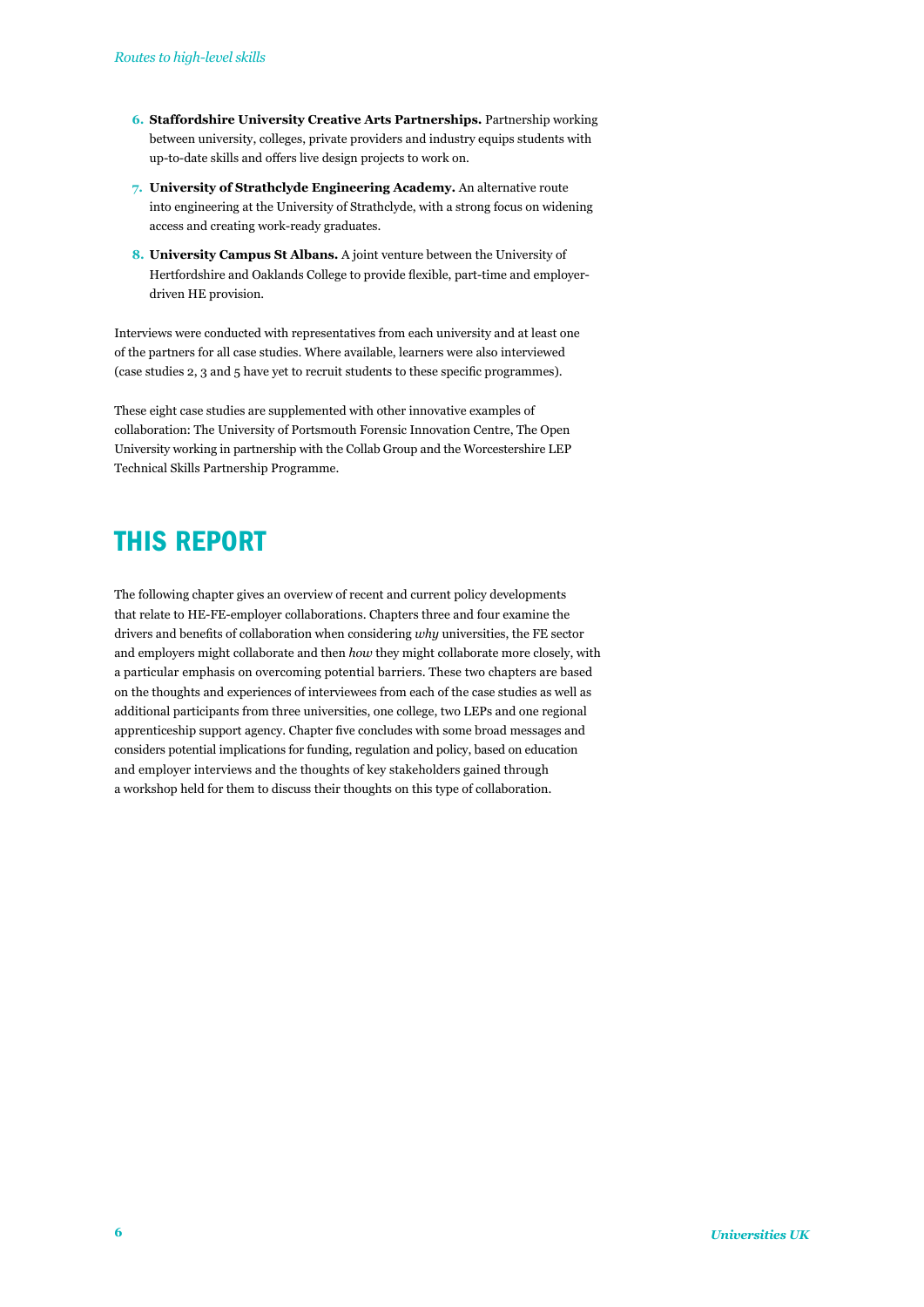6. **Staffordshire University Creative Arts Partnerships.** Partnership working between university, colleges, private providers and industry equips students with up-to-date skills and offers live design projects to work on.
7. **University of Strathclyde Engineering Academy.** An alternative route into engineering at the University of Strathclyde, with a strong focus on widening access and creating work-ready graduates.
8. **University Campus St Albans.** A joint venture between the University of Hertfordshire and Oaklands College to provide flexible, part-time and employer-driven HE provision.

Interviews were conducted with representatives from each university and at least one of the partners for all case studies. Where available, learners were also interviewed (case studies 2, 3 and 5 have yet to recruit students to these specific programmes).

These eight case studies are supplemented with other innovative examples of collaboration: The University of Portsmouth Forensic Innovation Centre, The Open University working in partnership with the Collab Group and the Worcestershire LEP Technical Skills Partnership Programme.

## THIS REPORT

The following chapter gives an overview of recent and current policy developments that relate to HE-FE-employer collaborations. Chapters three and four examine the drivers and benefits of collaboration when considering *why* universities, the FE sector and employers might collaborate and then *how* they might collaborate more closely, with a particular emphasis on overcoming potential barriers. These two chapters are based on the thoughts and experiences of interviewees from each of the case studies as well as additional participants from three universities, one college, two LEPs and one regional apprenticeship support agency. Chapter five concludes with some broad messages and considers potential implications for funding, regulation and policy, based on education and employer interviews and the thoughts of key stakeholders gained through a workshop held for them to discuss their thoughts on this type of collaboration.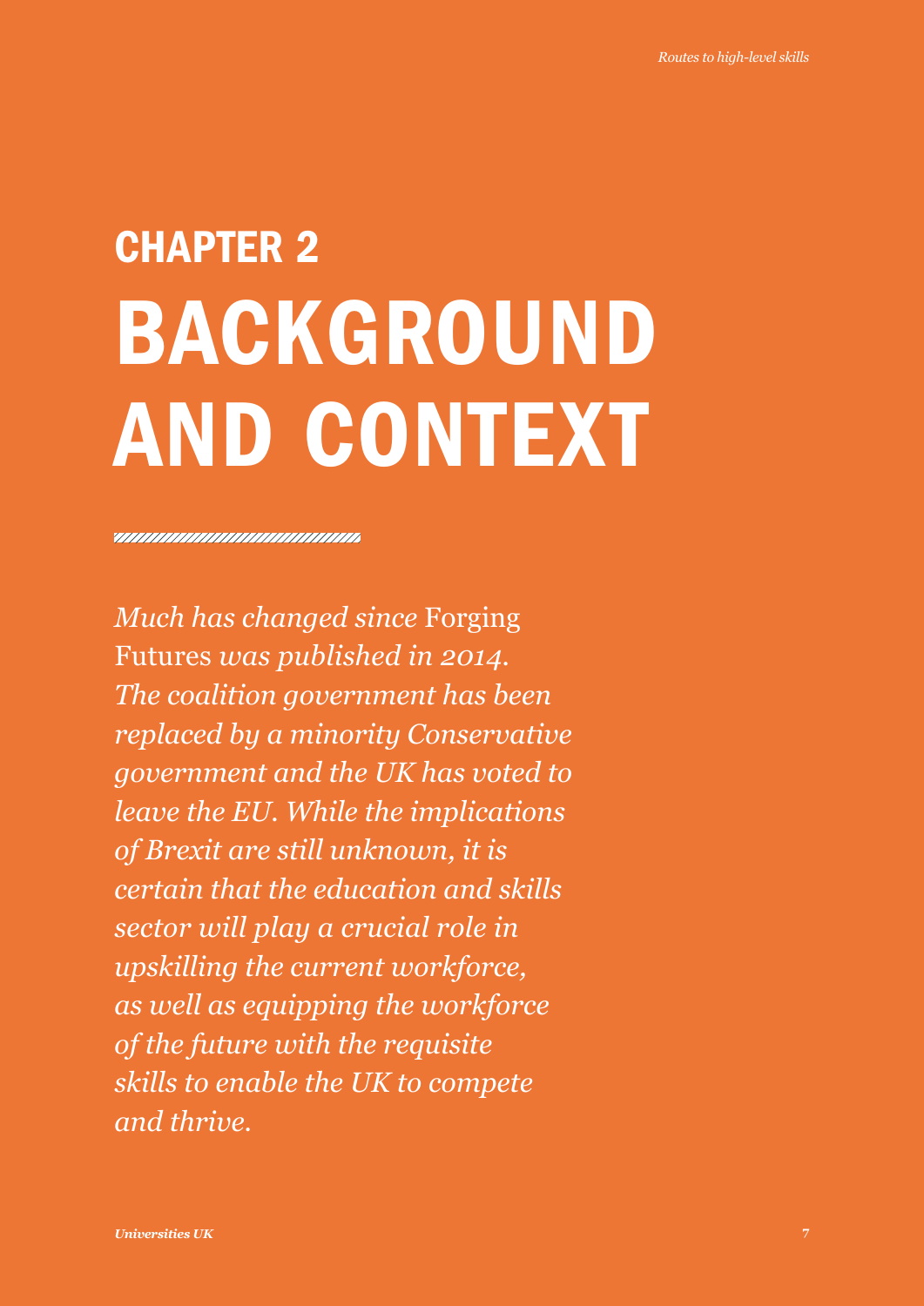# CHAPTER 2
# BACKGROUND AND CONTEXT

*Much has changed since* Forging Futures *was published in 2014. The coalition government has been replaced by a minority Conservative government and the UK has voted to leave the EU. While the implications of Brexit are still unknown, it is certain that the education and skills sector will play a crucial role in upskilling the current workforce, as well as equipping the workforce of the future with the requisite skills to enable the UK to compete and thrive.*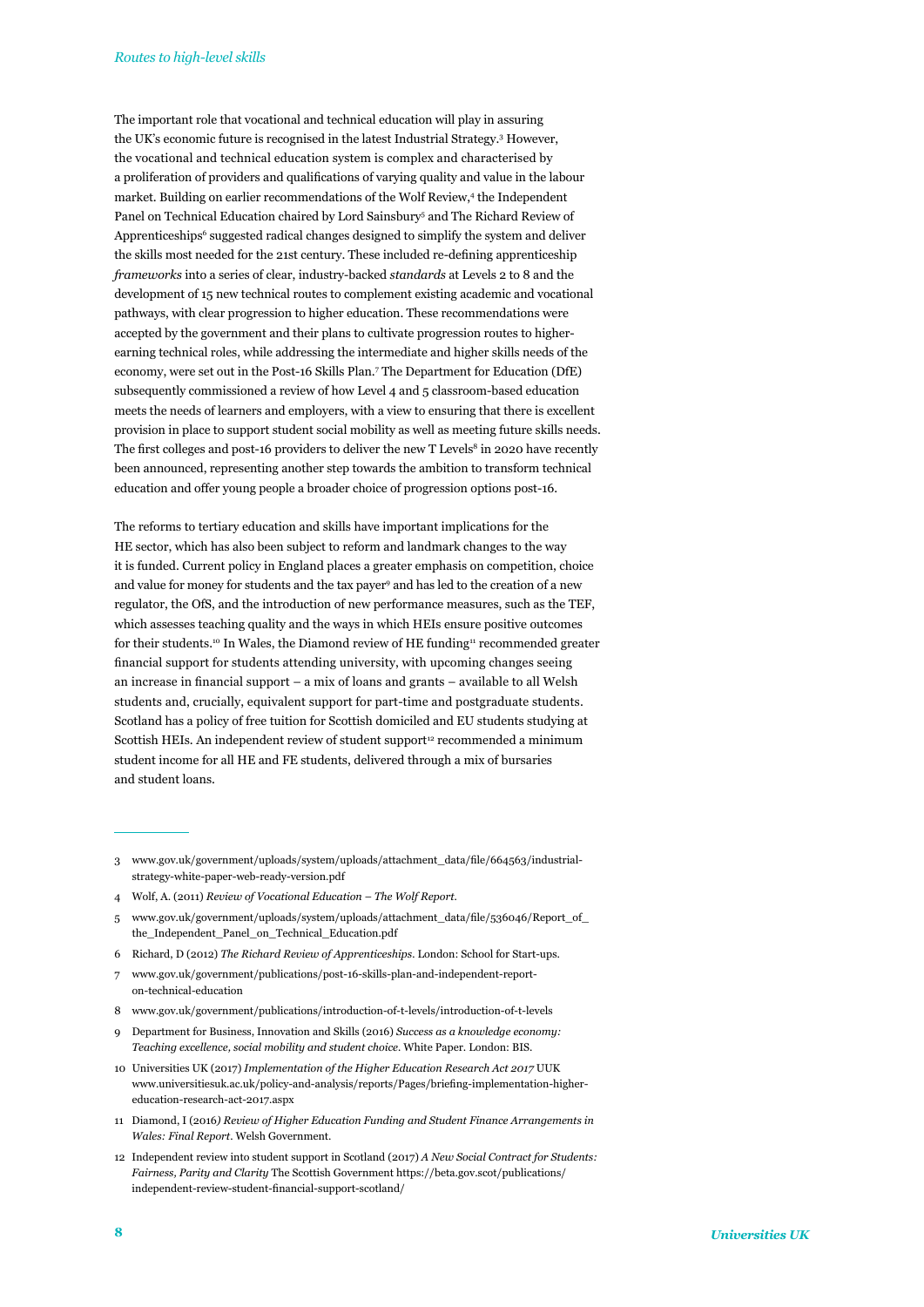The important role that vocational and technical education will play in assuring the UK's economic future is recognised in the latest Industrial Strategy.[3] However, the vocational and technical education system is complex and characterised by a proliferation of providers and qualifications of varying quality and value in the labour market. Building on earlier recommendations of the Wolf Review,[4] the Independent Panel on Technical Education chaired by Lord Sainsbury[5] and The Richard Review of Apprenticeships[6] suggested radical changes designed to simplify the system and deliver the skills most needed for the 21st century. These included re-defining apprenticeship *frameworks* into a series of clear, industry-backed *standards* at Levels 2 to 8 and the development of 15 new technical routes to complement existing academic and vocational pathways, with clear progression to higher education. These recommendations were accepted by the government and their plans to cultivate progression routes to higher-earning technical roles, while addressing the intermediate and higher skills needs of the economy, were set out in the Post-16 Skills Plan.[7] The Department for Education (DfE) subsequently commissioned a review of how Level 4 and 5 classroom-based education meets the needs of learners and employers, with a view to ensuring that there is excellent provision in place to support student social mobility as well as meeting future skills needs. The first colleges and post-16 providers to deliver the new T Levels[8] in 2020 have recently been announced, representing another step towards the ambition to transform technical education and offer young people a broader choice of progression options post-16.

The reforms to tertiary education and skills have important implications for the HE sector, which has also been subject to reform and landmark changes to the way it is funded. Current policy in England places a greater emphasis on competition, choice and value for money for students and the tax payer[9] and has led to the creation of a new regulator, the OfS, and the introduction of new performance measures, such as the TEF, which assesses teaching quality and the ways in which HEIs ensure positive outcomes for their students.[10] In Wales, the Diamond review of HE funding[11] recommended greater financial support for students attending university, with upcoming changes seeing an increase in financial support – a mix of loans and grants – available to all Welsh students and, crucially, equivalent support for part-time and postgraduate students. Scotland has a policy of free tuition for Scottish domiciled and EU students studying at Scottish HEIs. An independent review of student support[12] recommended a minimum student income for all HE and FE students, delivered through a mix of bursaries and student loans.

---

3 www.gov.uk/government/uploads/system/uploads/attachment_data/file/664563/industrial-strategy-white-paper-web-ready-version.pdf

4 Wolf, A. (2011) *Review of Vocational Education – The Wolf Report.*

5 www.gov.uk/government/uploads/system/uploads/attachment_data/file/536046/Report_of_the_Independent_Panel_on_Technical_Education.pdf

6 Richard, D (2012) *The Richard Review of Apprenticeships*. London: School for Start-ups.

7 www.gov.uk/government/publications/post-16-skills-plan-and-independent-report-on-technical-education

8 www.gov.uk/government/publications/introduction-of-t-levels/introduction-of-t-levels

9 Department for Business, Innovation and Skills (2016) *Success as a knowledge economy: Teaching excellence, social mobility and student choice*. White Paper. London: BIS.

10 Universities UK (2017) *Implementation of the Higher Education Research Act 2017* UUK www.universitiesuk.ac.uk/policy-and-analysis/reports/Pages/briefing-implementation-higher-education-research-act-2017.aspx

11 Diamond, I (2016*) Review of Higher Education Funding and Student Finance Arrangements in Wales: Final Report*. Welsh Government.

12 Independent review into student support in Scotland (2017) *A New Social Contract for Students: Fairness, Parity and Clarity* The Scottish Government https://beta.gov.scot/publications/independent-review-student-financial-support-scotland/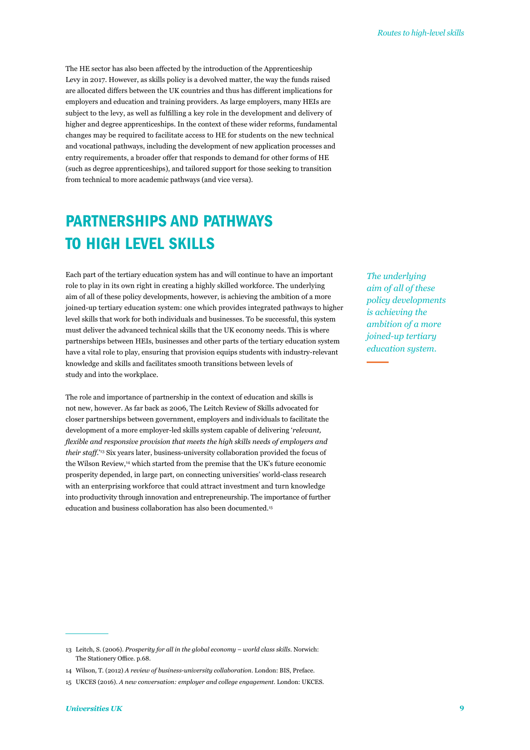The HE sector has also been affected by the introduction of the Apprenticeship Levy in 2017. However, as skills policy is a devolved matter, the way the funds raised are allocated differs between the UK countries and thus has different implications for employers and education and training providers. As large employers, many HEIs are subject to the levy, as well as fulfilling a key role in the development and delivery of higher and degree apprenticeships. In the context of these wider reforms, fundamental changes may be required to facilitate access to HE for students on the new technical and vocational pathways, including the development of new application processes and entry requirements, a broader offer that responds to demand for other forms of HE (such as degree apprenticeships), and tailored support for those seeking to transition from technical to more academic pathways (and vice versa).

## PARTNERSHIPS AND PATHWAYS TO HIGH LEVEL SKILLS

Each part of the tertiary education system has and will continue to have an important role to play in its own right in creating a highly skilled workforce. The underlying aim of all of these policy developments, however, is achieving the ambition of a more joined-up tertiary education system: one which provides integrated pathways to higher level skills that work for both individuals and businesses. To be successful, this system must deliver the advanced technical skills that the UK economy needs. This is where partnerships between HEIs, businesses and other parts of the tertiary education system have a vital role to play, ensuring that provision equips students with industry-relevant knowledge and skills and facilitates smooth transitions between levels of study and into the workplace.

*The underlying aim of all of these policy developments is achieving the ambition of a more joined-up tertiary education system.*

The role and importance of partnership in the context of education and skills is not new, however. As far back as 2006, The Leitch Review of Skills advocated for closer partnerships between government, employers and individuals to facilitate the development of a more employer-led skills system capable of delivering '*relevant, flexible and responsive provision that meets the high skills needs of employers and their staff*.'[13] Six years later, business-university collaboration provided the focus of the Wilson Review,[14] which started from the premise that the UK's future economic prosperity depended, in large part, on connecting universities' world-class research with an enterprising workforce that could attract investment and turn knowledge into productivity through innovation and entrepreneurship. The importance of further education and business collaboration has also been documented.[15]

---

13 Leitch, S. (2006). *Prosperity for all in the global economy – world class skills*. Norwich: The Stationery Office. p.68.

14 Wilson, T. (2012) *A review of business-university collaboration*. London: BIS, Preface.

15 UKCES (2016). *A new conversation: employer and college engagement*. London: UKCES.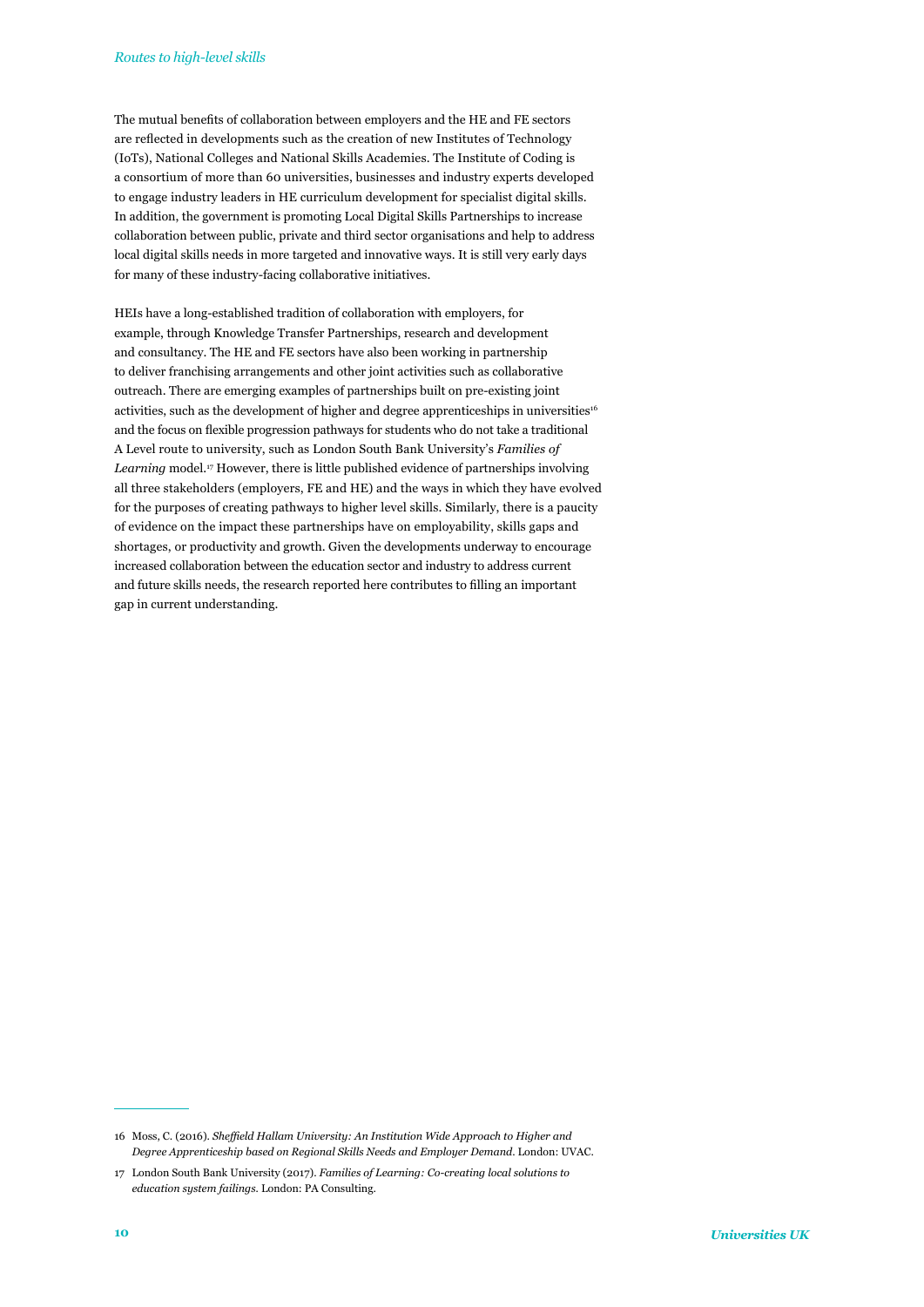The mutual benefits of collaboration between employers and the HE and FE sectors are reflected in developments such as the creation of new Institutes of Technology (IoTs), National Colleges and National Skills Academies. The Institute of Coding is a consortium of more than 60 universities, businesses and industry experts developed to engage industry leaders in HE curriculum development for specialist digital skills. In addition, the government is promoting Local Digital Skills Partnerships to increase collaboration between public, private and third sector organisations and help to address local digital skills needs in more targeted and innovative ways. It is still very early days for many of these industry-facing collaborative initiatives.

HEIs have a long-established tradition of collaboration with employers, for example, through Knowledge Transfer Partnerships, research and development and consultancy. The HE and FE sectors have also been working in partnership to deliver franchising arrangements and other joint activities such as collaborative outreach. There are emerging examples of partnerships built on pre-existing joint activities, such as the development of higher and degree apprenticeships in universities[16] and the focus on flexible progression pathways for students who do not take a traditional A Level route to university, such as London South Bank University's *Families of Learning* model.[17] However, there is little published evidence of partnerships involving all three stakeholders (employers, FE and HE) and the ways in which they have evolved for the purposes of creating pathways to higher level skills. Similarly, there is a paucity of evidence on the impact these partnerships have on employability, skills gaps and shortages, or productivity and growth. Given the developments underway to encourage increased collaboration between the education sector and industry to address current and future skills needs, the research reported here contributes to filling an important gap in current understanding.

---

16 Moss, C. (2016). *Sheffield Hallam University: An Institution Wide Approach to Higher and Degree Apprenticeship based on Regional Skills Needs and Employer Demand*. London: UVAC.

17 London South Bank University (2017). *Families of Learning: Co-creating local solutions to education system failings*. London: PA Consulting.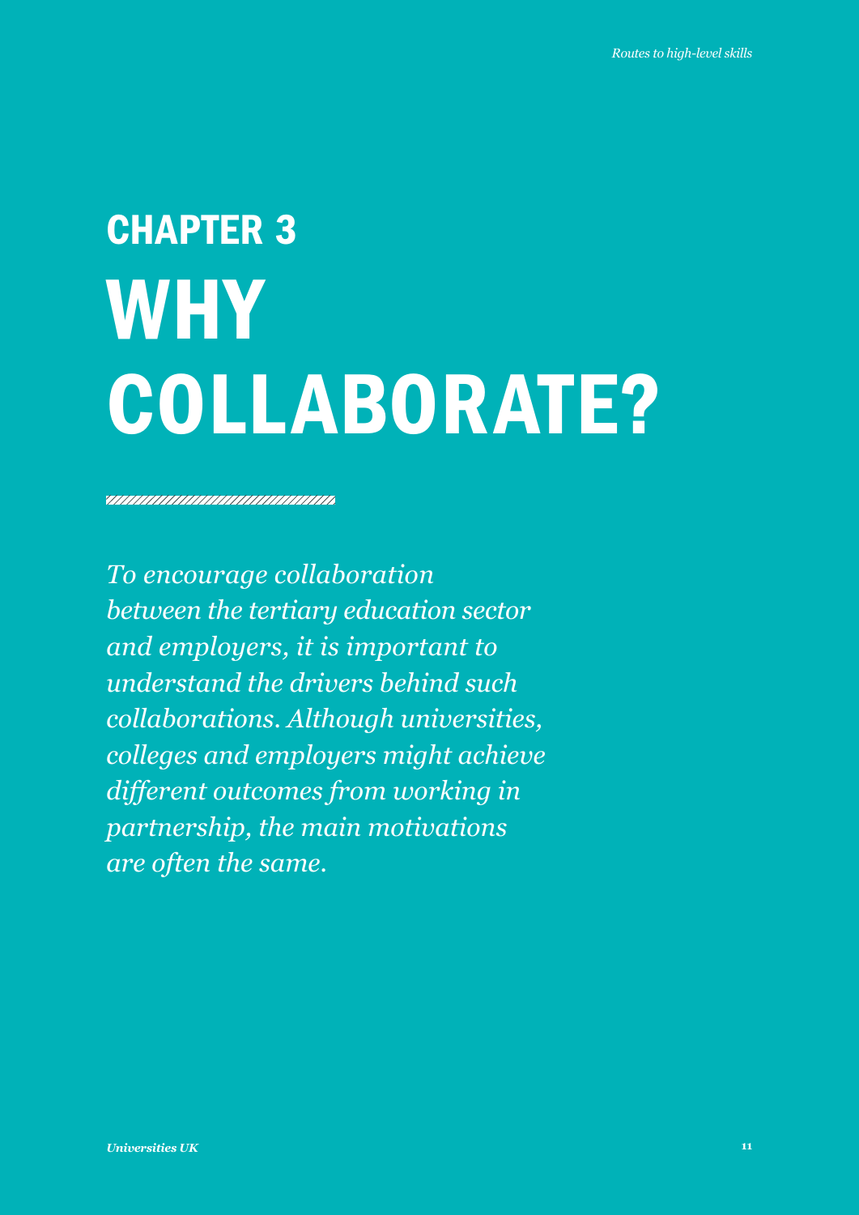# CHAPTER 3 WHY COLLABORATE?

*To encourage collaboration between the tertiary education sector and employers, it is important to understand the drivers behind such collaborations. Although universities, colleges and employers might achieve different outcomes from working in partnership, the main motivations are often the same.*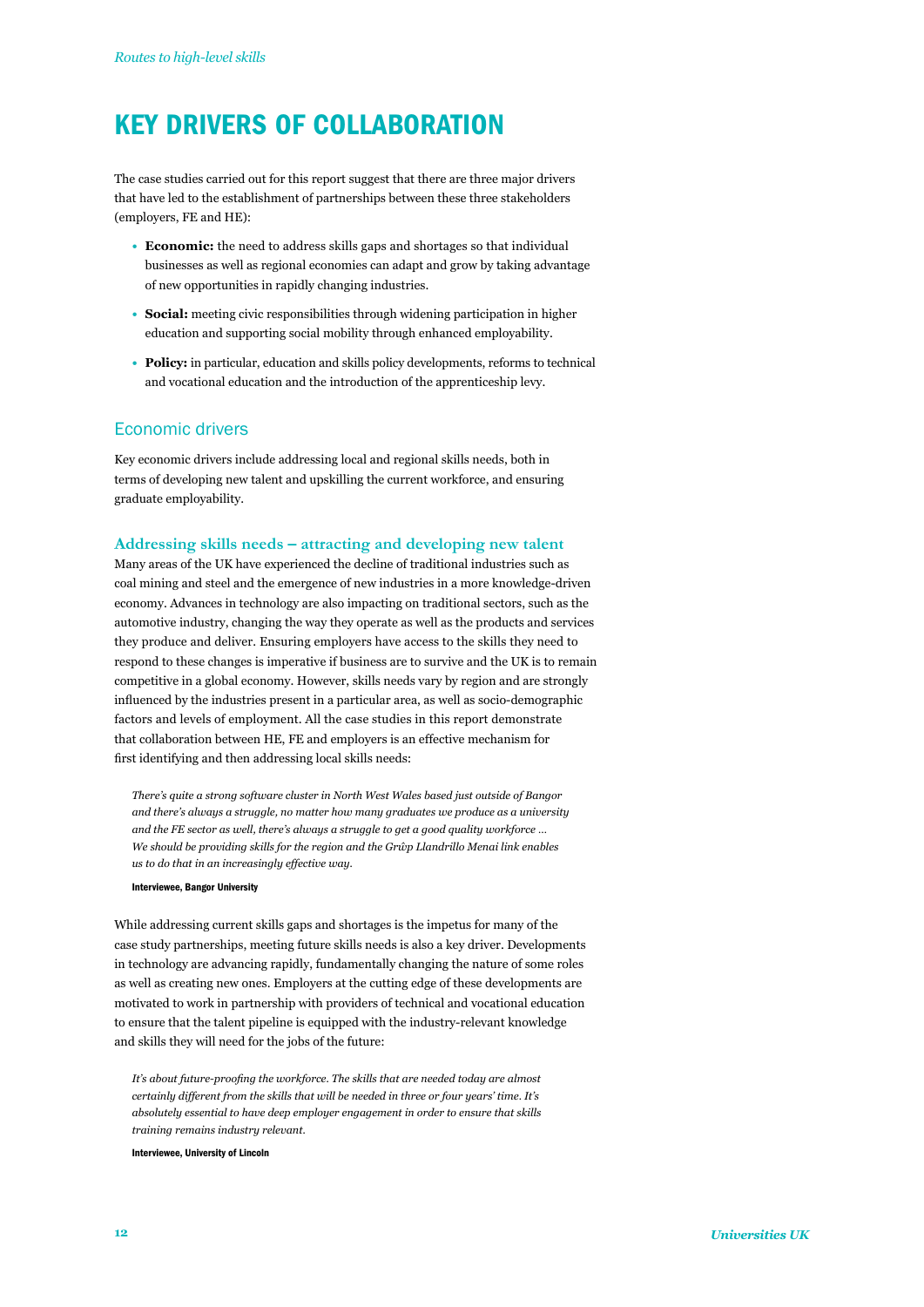# KEY DRIVERS OF COLLABORATION

The case studies carried out for this report suggest that there are three major drivers that have led to the establishment of partnerships between these three stakeholders (employers, FE and HE):

- **Economic:** the need to address skills gaps and shortages so that individual businesses as well as regional economies can adapt and grow by taking advantage of new opportunities in rapidly changing industries.
- **Social:** meeting civic responsibilities through widening participation in higher education and supporting social mobility through enhanced employability.
- **Policy:** in particular, education and skills policy developments, reforms to technical and vocational education and the introduction of the apprenticeship levy.

## Economic drivers

Key economic drivers include addressing local and regional skills needs, both in terms of developing new talent and upskilling the current workforce, and ensuring graduate employability.

### Addressing skills needs – attracting and developing new talent

Many areas of the UK have experienced the decline of traditional industries such as coal mining and steel and the emergence of new industries in a more knowledge-driven economy. Advances in technology are also impacting on traditional sectors, such as the automotive industry, changing the way they operate as well as the products and services they produce and deliver. Ensuring employers have access to the skills they need to respond to these changes is imperative if business are to survive and the UK is to remain competitive in a global economy. However, skills needs vary by region and are strongly influenced by the industries present in a particular area, as well as socio-demographic factors and levels of employment. All the case studies in this report demonstrate that collaboration between HE, FE and employers is an effective mechanism for first identifying and then addressing local skills needs:

> *There's quite a strong software cluster in North West Wales based just outside of Bangor and there's always a struggle, no matter how many graduates we produce as a university and the FE sector as well, there's always a struggle to get a good quality workforce … We should be providing skills for the region and the Grŵp Llandrillo Menai link enables us to do that in an increasingly effective way.*
>
> **Interviewee, Bangor University**

While addressing current skills gaps and shortages is the impetus for many of the case study partnerships, meeting future skills needs is also a key driver. Developments in technology are advancing rapidly, fundamentally changing the nature of some roles as well as creating new ones. Employers at the cutting edge of these developments are motivated to work in partnership with providers of technical and vocational education to ensure that the talent pipeline is equipped with the industry-relevant knowledge and skills they will need for the jobs of the future:

> *It's about future-proofing the workforce. The skills that are needed today are almost certainly different from the skills that will be needed in three or four years' time. It's absolutely essential to have deep employer engagement in order to ensure that skills training remains industry relevant.*
>
> **Interviewee, University of Lincoln**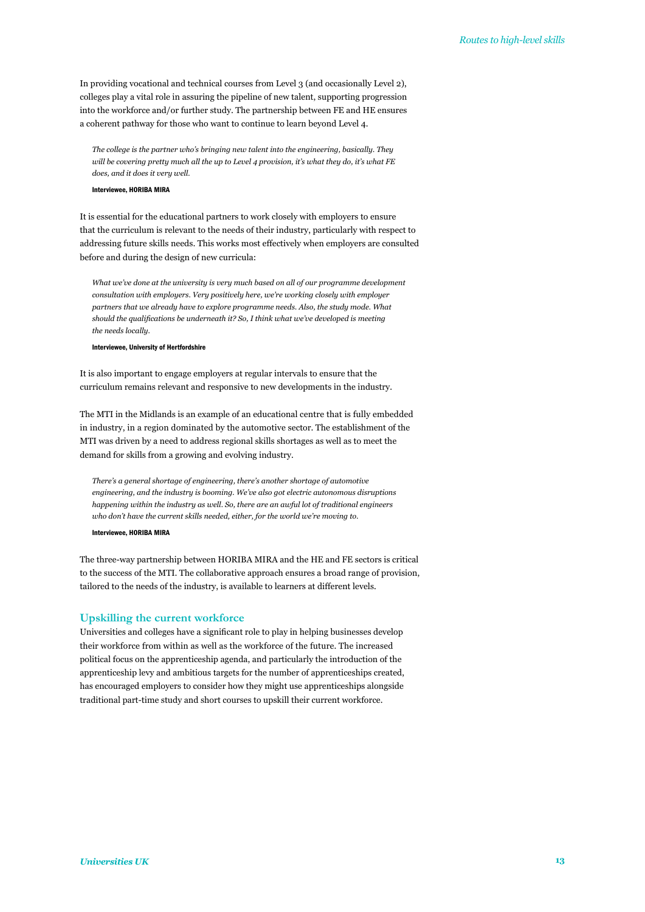In providing vocational and technical courses from Level 3 (and occasionally Level 2), colleges play a vital role in assuring the pipeline of new talent, supporting progression into the workforce and/or further study. The partnership between FE and HE ensures a coherent pathway for those who want to continue to learn beyond Level 4.

> *The college is the partner who's bringing new talent into the engineering, basically. They will be covering pretty much all the up to Level 4 provision, it's what they do, it's what FE does, and it does it very well.*
>
> **Interviewee, HORIBA MIRA**

It is essential for the educational partners to work closely with employers to ensure that the curriculum is relevant to the needs of their industry, particularly with respect to addressing future skills needs. This works most effectively when employers are consulted before and during the design of new curricula:

> *What we've done at the university is very much based on all of our programme development consultation with employers. Very positively here, we're working closely with employer partners that we already have to explore programme needs. Also, the study mode. What should the qualifications be underneath it? So, I think what we've developed is meeting the needs locally.*
>
> **Interviewee, University of Hertfordshire**

It is also important to engage employers at regular intervals to ensure that the curriculum remains relevant and responsive to new developments in the industry.

The MTI in the Midlands is an example of an educational centre that is fully embedded in industry, in a region dominated by the automotive sector. The establishment of the MTI was driven by a need to address regional skills shortages as well as to meet the demand for skills from a growing and evolving industry.

> *There's a general shortage of engineering, there's another shortage of automotive engineering, and the industry is booming. We've also got electric autonomous disruptions happening within the industry as well. So, there are an awful lot of traditional engineers who don't have the current skills needed, either, for the world we're moving to.*
>
> **Interviewee, HORIBA MIRA**

The three-way partnership between HORIBA MIRA and the HE and FE sectors is critical to the success of the MTI. The collaborative approach ensures a broad range of provision, tailored to the needs of the industry, is available to learners at different levels.

## Upskilling the current workforce

Universities and colleges have a significant role to play in helping businesses develop their workforce from within as well as the workforce of the future. The increased political focus on the apprenticeship agenda, and particularly the introduction of the apprenticeship levy and ambitious targets for the number of apprenticeships created, has encouraged employers to consider how they might use apprenticeships alongside traditional part-time study and short courses to upskill their current workforce.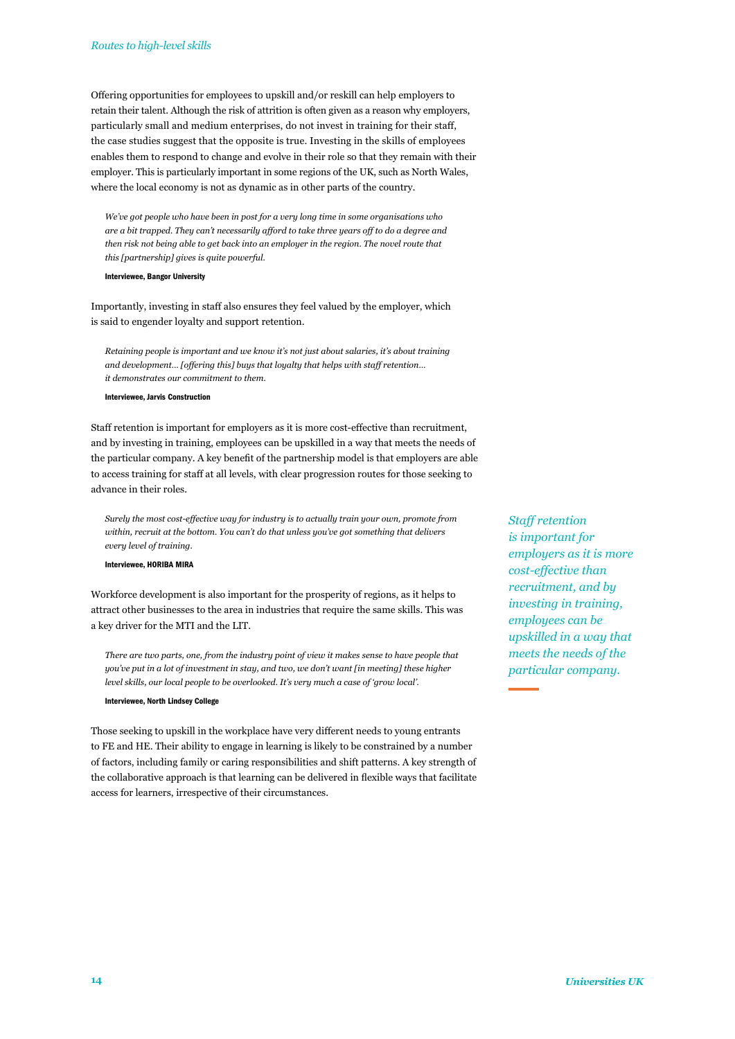Offering opportunities for employees to upskill and/or reskill can help employers to retain their talent. Although the risk of attrition is often given as a reason why employers, particularly small and medium enterprises, do not invest in training for their staff, the case studies suggest that the opposite is true. Investing in the skills of employees enables them to respond to change and evolve in their role so that they remain with their employer. This is particularly important in some regions of the UK, such as North Wales, where the local economy is not as dynamic as in other parts of the country.

> *We've got people who have been in post for a very long time in some organisations who are a bit trapped. They can't necessarily afford to take three years off to do a degree and then risk not being able to get back into an employer in the region. The novel route that this [partnership] gives is quite powerful.*
>
> **Interviewee, Bangor University**

Importantly, investing in staff also ensures they feel valued by the employer, which is said to engender loyalty and support retention.

> *Retaining people is important and we know it's not just about salaries, it's about training and development… [offering this] buys that loyalty that helps with staff retention… it demonstrates our commitment to them.*
>
> **Interviewee, Jarvis Construction**

Staff retention is important for employers as it is more cost-effective than recruitment, and by investing in training, employees can be upskilled in a way that meets the needs of the particular company. A key benefit of the partnership model is that employers are able to access training for staff at all levels, with clear progression routes for those seeking to advance in their roles.

> *Surely the most cost-effective way for industry is to actually train your own, promote from within, recruit at the bottom. You can't do that unless you've got something that delivers every level of training.*
>
> **Interviewee, HORIBA MIRA**

*Staff retention is important for employers as it is more cost-effective than recruitment, and by investing in training, employees can be upskilled in a way that meets the needs of the particular company.*

Workforce development is also important for the prosperity of regions, as it helps to attract other businesses to the area in industries that require the same skills. This was a key driver for the MTI and the LIT.

> *There are two parts, one, from the industry point of view it makes sense to have people that you've put in a lot of investment in stay, and two, we don't want [in meeting] these higher level skills, our local people to be overlooked. It's very much a case of 'grow local'.*
>
> **Interviewee, North Lindsey College**

Those seeking to upskill in the workplace have very different needs to young entrants to FE and HE. Their ability to engage in learning is likely to be constrained by a number of factors, including family or caring responsibilities and shift patterns. A key strength of the collaborative approach is that learning can be delivered in flexible ways that facilitate access for learners, irrespective of their circumstances.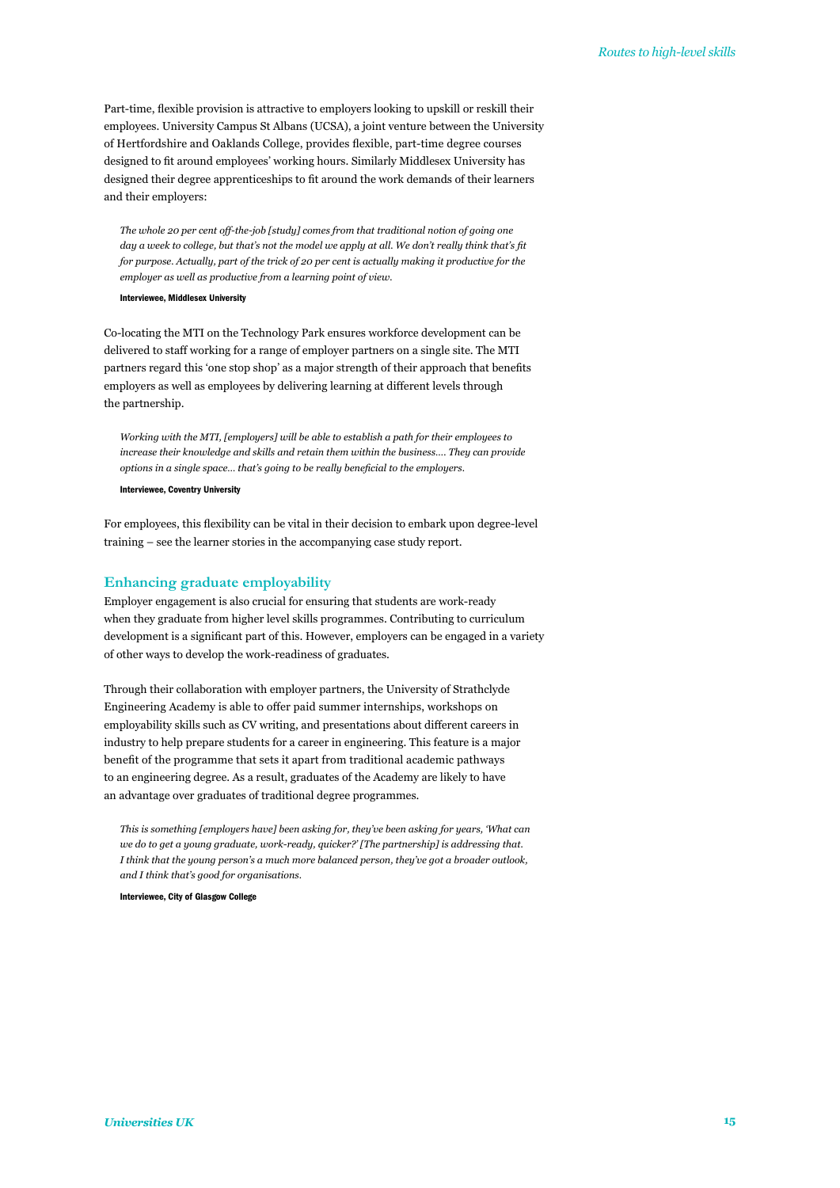Part-time, flexible provision is attractive to employers looking to upskill or reskill their employees. University Campus St Albans (UCSA), a joint venture between the University of Hertfordshire and Oaklands College, provides flexible, part-time degree courses designed to fit around employees' working hours. Similarly Middlesex University has designed their degree apprenticeships to fit around the work demands of their learners and their employers:

> *The whole 20 per cent off-the-job [study] comes from that traditional notion of going one day a week to college, but that's not the model we apply at all. We don't really think that's fit for purpose. Actually, part of the trick of 20 per cent is actually making it productive for the employer as well as productive from a learning point of view.*
>
> **Interviewee, Middlesex University**

Co-locating the MTI on the Technology Park ensures workforce development can be delivered to staff working for a range of employer partners on a single site. The MTI partners regard this 'one stop shop' as a major strength of their approach that benefits employers as well as employees by delivering learning at different levels through the partnership.

> *Working with the MTI, [employers] will be able to establish a path for their employees to increase their knowledge and skills and retain them within the business…. They can provide options in a single space… that's going to be really beneficial to the employers.*
>
> **Interviewee, Coventry University**

For employees, this flexibility can be vital in their decision to embark upon degree-level training – see the learner stories in the accompanying case study report.

## Enhancing graduate employability

Employer engagement is also crucial for ensuring that students are work-ready when they graduate from higher level skills programmes. Contributing to curriculum development is a significant part of this. However, employers can be engaged in a variety of other ways to develop the work-readiness of graduates.

Through their collaboration with employer partners, the University of Strathclyde Engineering Academy is able to offer paid summer internships, workshops on employability skills such as CV writing, and presentations about different careers in industry to help prepare students for a career in engineering. This feature is a major benefit of the programme that sets it apart from traditional academic pathways to an engineering degree. As a result, graduates of the Academy are likely to have an advantage over graduates of traditional degree programmes.

> *This is something [employers have] been asking for, they've been asking for years, 'What can we do to get a young graduate, work-ready, quicker?' [The partnership] is addressing that. I think that the young person's a much more balanced person, they've got a broader outlook, and I think that's good for organisations.*
>
> **Interviewee, City of Glasgow College**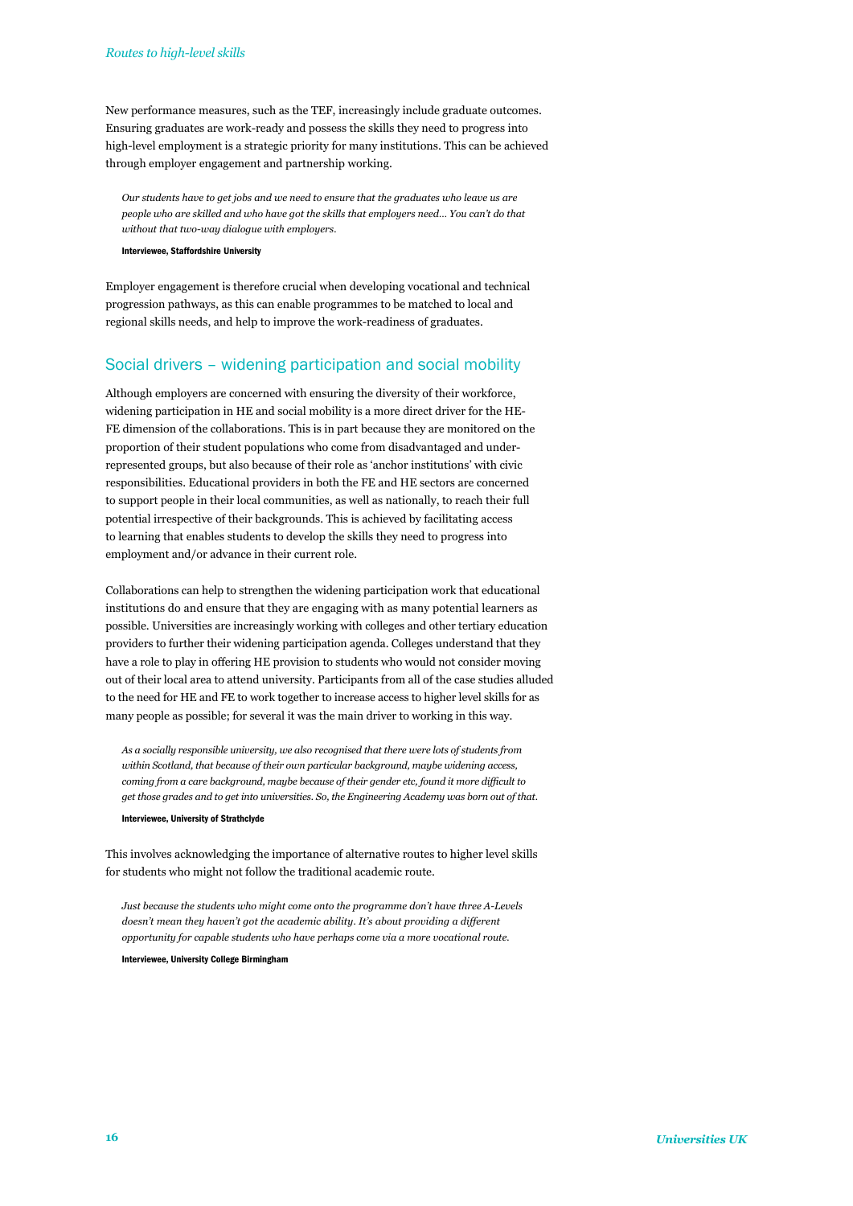New performance measures, such as the TEF, increasingly include graduate outcomes. Ensuring graduates are work-ready and possess the skills they need to progress into high-level employment is a strategic priority for many institutions. This can be achieved through employer engagement and partnership working.

> *Our students have to get jobs and we need to ensure that the graduates who leave us are people who are skilled and who have got the skills that employers need… You can't do that without that two-way dialogue with employers.*
>
> **Interviewee, Staffordshire University**

Employer engagement is therefore crucial when developing vocational and technical progression pathways, as this can enable programmes to be matched to local and regional skills needs, and help to improve the work-readiness of graduates.

## Social drivers – widening participation and social mobility

Although employers are concerned with ensuring the diversity of their workforce, widening participation in HE and social mobility is a more direct driver for the HE-FE dimension of the collaborations. This is in part because they are monitored on the proportion of their student populations who come from disadvantaged and under-represented groups, but also because of their role as 'anchor institutions' with civic responsibilities. Educational providers in both the FE and HE sectors are concerned to support people in their local communities, as well as nationally, to reach their full potential irrespective of their backgrounds. This is achieved by facilitating access to learning that enables students to develop the skills they need to progress into employment and/or advance in their current role.

Collaborations can help to strengthen the widening participation work that educational institutions do and ensure that they are engaging with as many potential learners as possible. Universities are increasingly working with colleges and other tertiary education providers to further their widening participation agenda. Colleges understand that they have a role to play in offering HE provision to students who would not consider moving out of their local area to attend university. Participants from all of the case studies alluded to the need for HE and FE to work together to increase access to higher level skills for as many people as possible; for several it was the main driver to working in this way.

> *As a socially responsible university, we also recognised that there were lots of students from within Scotland, that because of their own particular background, maybe widening access, coming from a care background, maybe because of their gender etc, found it more difficult to get those grades and to get into universities. So, the Engineering Academy was born out of that.*
>
> **Interviewee, University of Strathclyde**

This involves acknowledging the importance of alternative routes to higher level skills for students who might not follow the traditional academic route.

> *Just because the students who might come onto the programme don't have three A-Levels doesn't mean they haven't got the academic ability. It's about providing a different opportunity for capable students who have perhaps come via a more vocational route.*
>
> **Interviewee, University College Birmingham**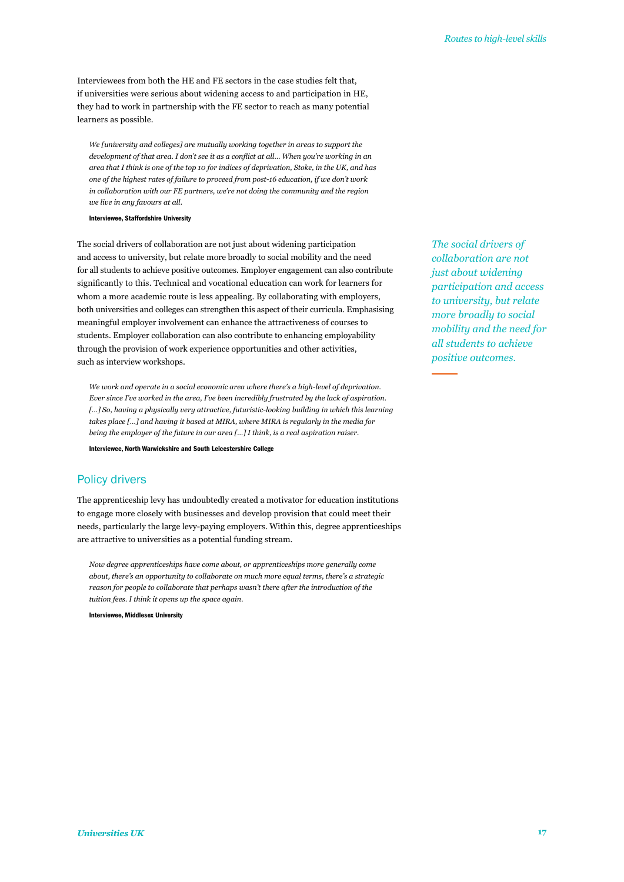Interviewees from both the HE and FE sectors in the case studies felt that, if universities were serious about widening access to and participation in HE, they had to work in partnership with the FE sector to reach as many potential learners as possible.

> *We [university and colleges] are mutually working together in areas to support the development of that area. I don't see it as a conflict at all... When you're working in an area that I think is one of the top 10 for indices of deprivation, Stoke, in the UK, and has one of the highest rates of failure to proceed from post-16 education, if we don't work in collaboration with our FE partners, we're not doing the community and the region we live in any favours at all.*
>
> **Interviewee, Staffordshire University**

The social drivers of collaboration are not just about widening participation and access to university, but relate more broadly to social mobility and the need for all students to achieve positive outcomes. Employer engagement can also contribute significantly to this. Technical and vocational education can work for learners for whom a more academic route is less appealing. By collaborating with employers, both universities and colleges can strengthen this aspect of their curricula. Emphasising meaningful employer involvement can enhance the attractiveness of courses to students. Employer collaboration can also contribute to enhancing employability through the provision of work experience opportunities and other activities, such as interview workshops.

*The social drivers of collaboration are not just about widening participation and access to university, but relate more broadly to social mobility and the need for all students to achieve positive outcomes.*

> *We work and operate in a social economic area where there's a high-level of deprivation. Ever since I've worked in the area, I've been incredibly frustrated by the lack of aspiration. [...] So, having a physically very attractive, futuristic-looking building in which this learning takes place [...] and having it based at MIRA, where MIRA is regularly in the media for being the employer of the future in our area [...] I think, is a real aspiration raiser.*
>
> **Interviewee, North Warwickshire and South Leicestershire College**

## Policy drivers

The apprenticeship levy has undoubtedly created a motivator for education institutions to engage more closely with businesses and develop provision that could meet their needs, particularly the large levy-paying employers. Within this, degree apprenticeships are attractive to universities as a potential funding stream.

> *Now degree apprenticeships have come about, or apprenticeships more generally come about, there's an opportunity to collaborate on much more equal terms, there's a strategic reason for people to collaborate that perhaps wasn't there after the introduction of the tuition fees. I think it opens up the space again.*
>
> **Interviewee, Middlesex University**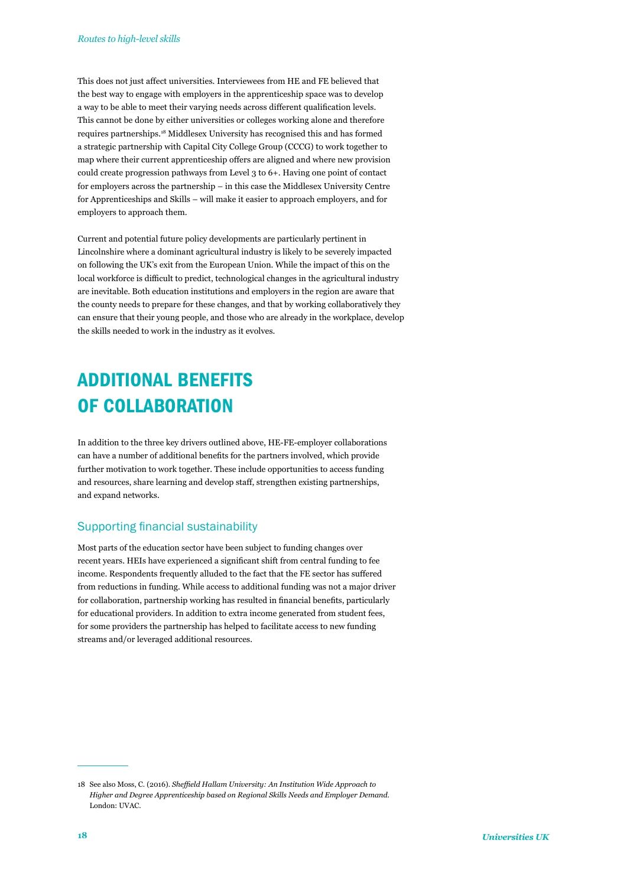This does not just affect universities. Interviewees from HE and FE believed that the best way to engage with employers in the apprenticeship space was to develop a way to be able to meet their varying needs across different qualification levels. This cannot be done by either universities or colleges working alone and therefore requires partnerships.[18] Middlesex University has recognised this and has formed a strategic partnership with Capital City College Group (CCCG) to work together to map where their current apprenticeship offers are aligned and where new provision could create progression pathways from Level 3 to 6+. Having one point of contact for employers across the partnership – in this case the Middlesex University Centre for Apprenticeships and Skills – will make it easier to approach employers, and for employers to approach them.

Current and potential future policy developments are particularly pertinent in Lincolnshire where a dominant agricultural industry is likely to be severely impacted on following the UK's exit from the European Union. While the impact of this on the local workforce is difficult to predict, technological changes in the agricultural industry are inevitable. Both education institutions and employers in the region are aware that the county needs to prepare for these changes, and that by working collaboratively they can ensure that their young people, and those who are already in the workplace, develop the skills needed to work in the industry as it evolves.

## ADDITIONAL BENEFITS OF COLLABORATION

In addition to the three key drivers outlined above, HE-FE-employer collaborations can have a number of additional benefits for the partners involved, which provide further motivation to work together. These include opportunities to access funding and resources, share learning and develop staff, strengthen existing partnerships, and expand networks.

### Supporting financial sustainability

Most parts of the education sector have been subject to funding changes over recent years. HEIs have experienced a significant shift from central funding to fee income. Respondents frequently alluded to the fact that the FE sector has suffered from reductions in funding. While access to additional funding was not a major driver for collaboration, partnership working has resulted in financial benefits, particularly for educational providers. In addition to extra income generated from student fees, for some providers the partnership has helped to facilitate access to new funding streams and/or leveraged additional resources.

---

18 See also Moss, C. (2016). *Sheffield Hallam University: An Institution Wide Approach to Higher and Degree Apprenticeship based on Regional Skills Needs and Employer Demand.* London: UVAC.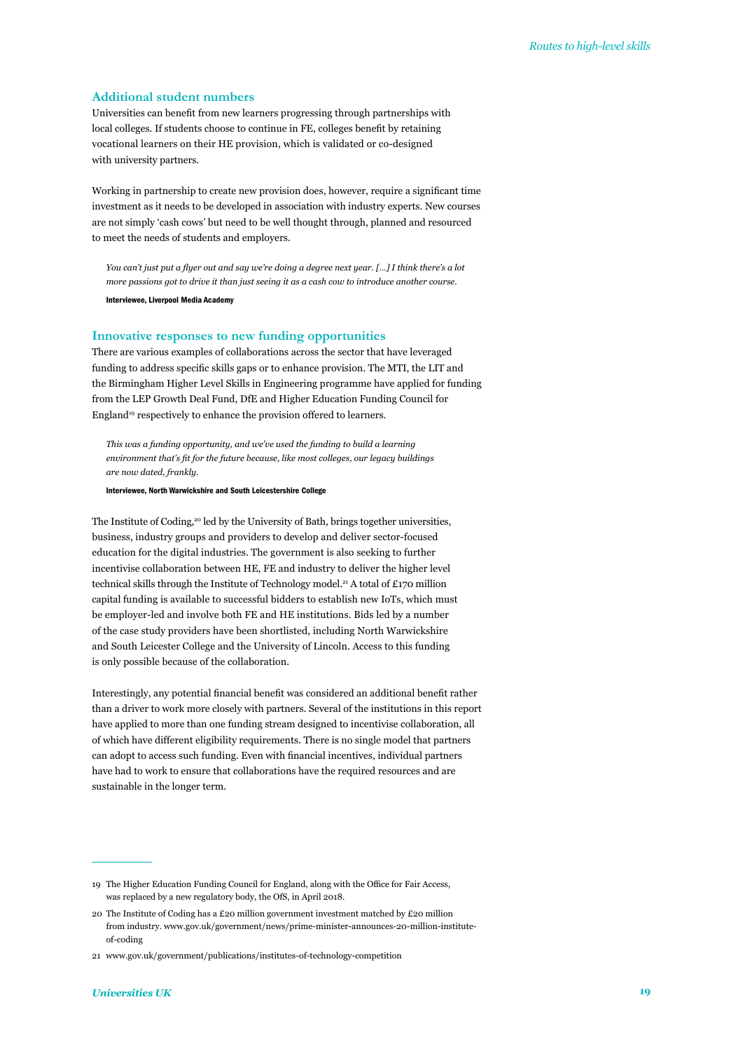### Additional student numbers

Universities can benefit from new learners progressing through partnerships with local colleges. If students choose to continue in FE, colleges benefit by retaining vocational learners on their HE provision, which is validated or co-designed with university partners.

Working in partnership to create new provision does, however, require a significant time investment as it needs to be developed in association with industry experts. New courses are not simply 'cash cows' but need to be well thought through, planned and resourced to meet the needs of students and employers.

> *You can't just put a flyer out and say we're doing a degree next year. [...] I think there's a lot more passions got to drive it than just seeing it as a cash cow to introduce another course.*
>
> **Interviewee, Liverpool Media Academy**

### Innovative responses to new funding opportunities

There are various examples of collaborations across the sector that have leveraged funding to address specific skills gaps or to enhance provision. The MTI, the LIT and the Birmingham Higher Level Skills in Engineering programme have applied for funding from the LEP Growth Deal Fund, DfE and Higher Education Funding Council for England[19] respectively to enhance the provision offered to learners.

> *This was a funding opportunity, and we've used the funding to build a learning environment that's fit for the future because, like most colleges, our legacy buildings are now dated, frankly.*
>
> **Interviewee, North Warwickshire and South Leicestershire College**

The Institute of Coding,[20] led by the University of Bath, brings together universities, business, industry groups and providers to develop and deliver sector-focused education for the digital industries. The government is also seeking to further incentivise collaboration between HE, FE and industry to deliver the higher level technical skills through the Institute of Technology model.[21] A total of £170 million capital funding is available to successful bidders to establish new IoTs, which must be employer-led and involve both FE and HE institutions. Bids led by a number of the case study providers have been shortlisted, including North Warwickshire and South Leicester College and the University of Lincoln. Access to this funding is only possible because of the collaboration.

Interestingly, any potential financial benefit was considered an additional benefit rather than a driver to work more closely with partners. Several of the institutions in this report have applied to more than one funding stream designed to incentivise collaboration, all of which have different eligibility requirements. There is no single model that partners can adopt to access such funding. Even with financial incentives, individual partners have had to work to ensure that collaborations have the required resources and are sustainable in the longer term.

---

19 The Higher Education Funding Council for England, along with the Office for Fair Access, was replaced by a new regulatory body, the OfS, in April 2018.

20 The Institute of Coding has a £20 million government investment matched by £20 million from industry. www.gov.uk/government/news/prime-minister-announces-20-million-institute-of-coding

21 www.gov.uk/government/publications/institutes-of-technology-competition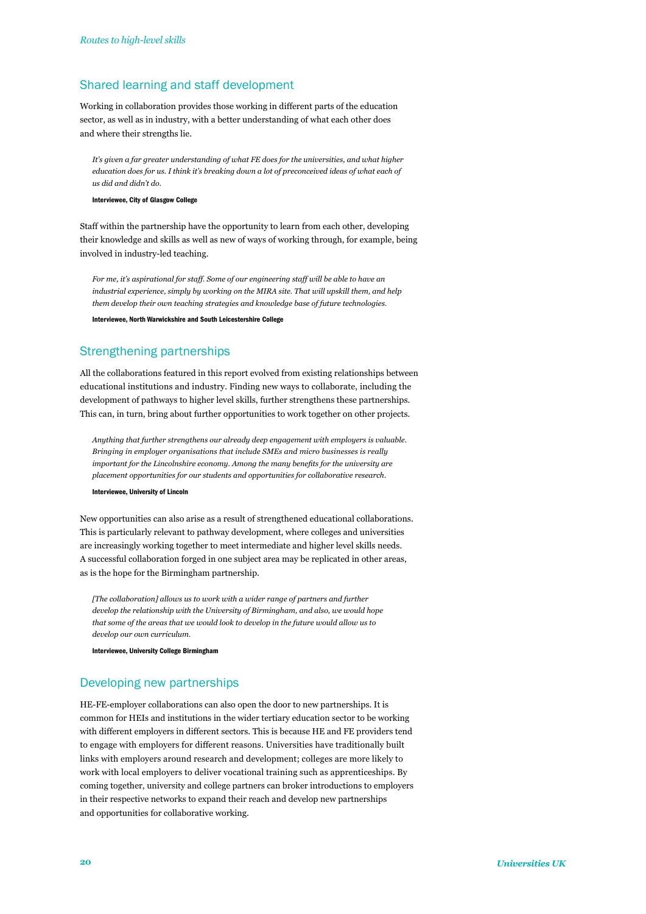## Shared learning and staff development

Working in collaboration provides those working in different parts of the education sector, as well as in industry, with a better understanding of what each other does and where their strengths lie.

> *It's given a far greater understanding of what FE does for the universities, and what higher education does for us. I think it's breaking down a lot of preconceived ideas of what each of us did and didn't do.*
>
> **Interviewee, City of Glasgow College**

Staff within the partnership have the opportunity to learn from each other, developing their knowledge and skills as well as new of ways of working through, for example, being involved in industry-led teaching.

> *For me, it's aspirational for staff. Some of our engineering staff will be able to have an industrial experience, simply by working on the MIRA site. That will upskill them, and help them develop their own teaching strategies and knowledge base of future technologies.*
>
> **Interviewee, North Warwickshire and South Leicestershire College**

## Strengthening partnerships

All the collaborations featured in this report evolved from existing relationships between educational institutions and industry. Finding new ways to collaborate, including the development of pathways to higher level skills, further strengthens these partnerships. This can, in turn, bring about further opportunities to work together on other projects.

> *Anything that further strengthens our already deep engagement with employers is valuable. Bringing in employer organisations that include SMEs and micro businesses is really important for the Lincolnshire economy. Among the many benefits for the university are placement opportunities for our students and opportunities for collaborative research.*
>
> **Interviewee, University of Lincoln**

New opportunities can also arise as a result of strengthened educational collaborations. This is particularly relevant to pathway development, where colleges and universities are increasingly working together to meet intermediate and higher level skills needs. A successful collaboration forged in one subject area may be replicated in other areas, as is the hope for the Birmingham partnership.

> *[The collaboration] allows us to work with a wider range of partners and further develop the relationship with the University of Birmingham, and also, we would hope that some of the areas that we would look to develop in the future would allow us to develop our own curriculum.*
>
> **Interviewee, University College Birmingham**

## Developing new partnerships

HE-FE-employer collaborations can also open the door to new partnerships. It is common for HEIs and institutions in the wider tertiary education sector to be working with different employers in different sectors. This is because HE and FE providers tend to engage with employers for different reasons. Universities have traditionally built links with employers around research and development; colleges are more likely to work with local employers to deliver vocational training such as apprenticeships. By coming together, university and college partners can broker introductions to employers in their respective networks to expand their reach and develop new partnerships and opportunities for collaborative working.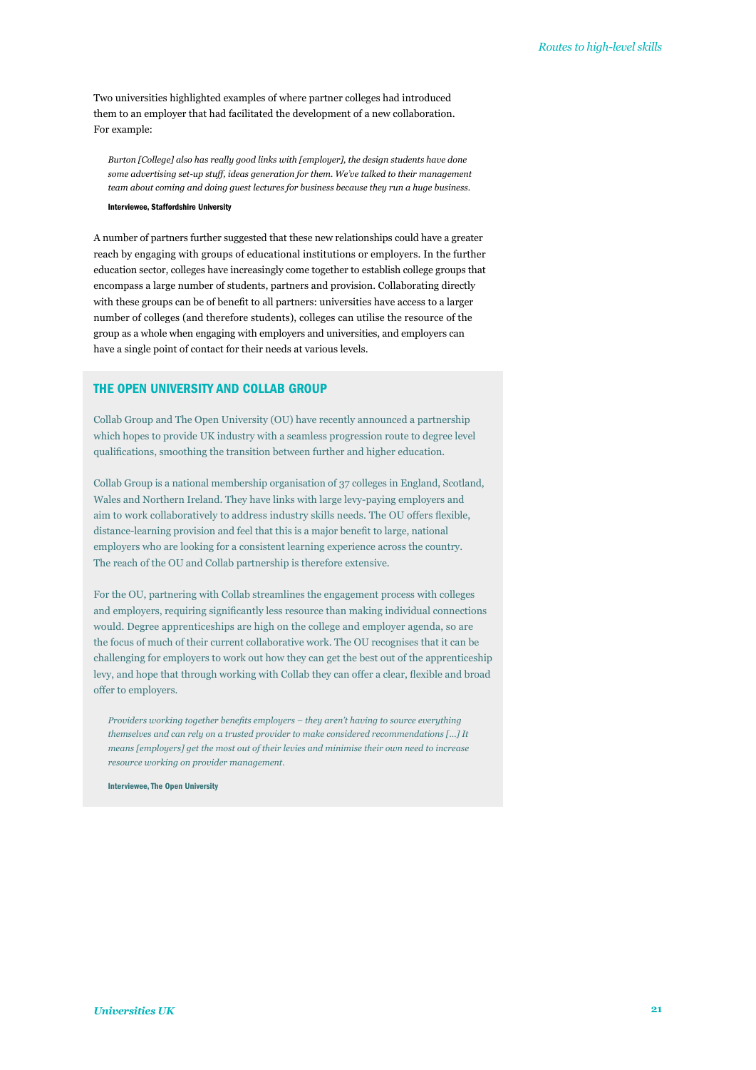Two universities highlighted examples of where partner colleges had introduced them to an employer that had facilitated the development of a new collaboration. For example:

> *Burton [College] also has really good links with [employer], the design students have done some advertising set-up stuff, ideas generation for them. We've talked to their management team about coming and doing guest lectures for business because they run a huge business.*
>
> **Interviewee, Staffordshire University**

A number of partners further suggested that these new relationships could have a greater reach by engaging with groups of educational institutions or employers. In the further education sector, colleges have increasingly come together to establish college groups that encompass a large number of students, partners and provision. Collaborating directly with these groups can be of benefit to all partners: universities have access to a larger number of colleges (and therefore students), colleges can utilise the resource of the group as a whole when engaging with employers and universities, and employers can have a single point of contact for their needs at various levels.

## THE OPEN UNIVERSITY AND COLLAB GROUP

Collab Group and The Open University (OU) have recently announced a partnership which hopes to provide UK industry with a seamless progression route to degree level qualifications, smoothing the transition between further and higher education.

Collab Group is a national membership organisation of 37 colleges in England, Scotland, Wales and Northern Ireland. They have links with large levy-paying employers and aim to work collaboratively to address industry skills needs. The OU offers flexible, distance-learning provision and feel that this is a major benefit to large, national employers who are looking for a consistent learning experience across the country. The reach of the OU and Collab partnership is therefore extensive.

For the OU, partnering with Collab streamlines the engagement process with colleges and employers, requiring significantly less resource than making individual connections would. Degree apprenticeships are high on the college and employer agenda, so are the focus of much of their current collaborative work. The OU recognises that it can be challenging for employers to work out how they can get the best out of the apprenticeship levy, and hope that through working with Collab they can offer a clear, flexible and broad offer to employers.

> *Providers working together benefits employers – they aren't having to source everything themselves and can rely on a trusted provider to make considered recommendations […] It means [employers] get the most out of their levies and minimise their own need to increase resource working on provider management.*
>
> **Interviewee, The Open University**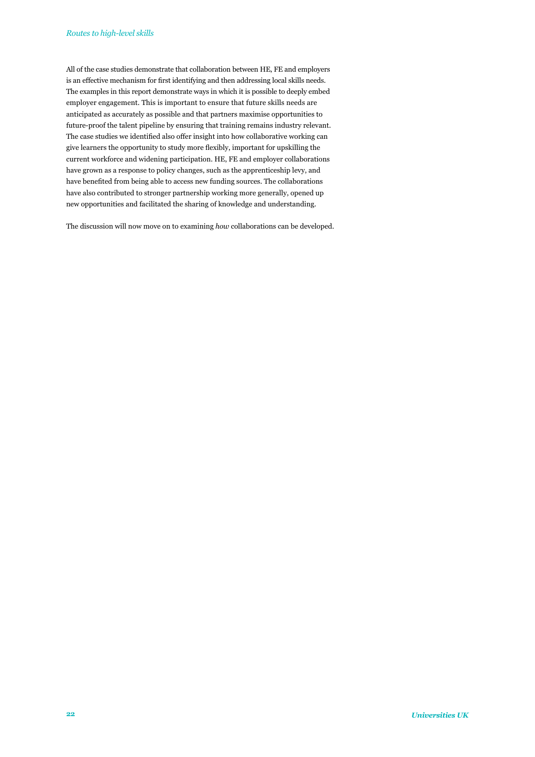All of the case studies demonstrate that collaboration between HE, FE and employers is an effective mechanism for first identifying and then addressing local skills needs. The examples in this report demonstrate ways in which it is possible to deeply embed employer engagement. This is important to ensure that future skills needs are anticipated as accurately as possible and that partners maximise opportunities to future-proof the talent pipeline by ensuring that training remains industry relevant. The case studies we identified also offer insight into how collaborative working can give learners the opportunity to study more flexibly, important for upskilling the current workforce and widening participation. HE, FE and employer collaborations have grown as a response to policy changes, such as the apprenticeship levy, and have benefited from being able to access new funding sources. The collaborations have also contributed to stronger partnership working more generally, opened up new opportunities and facilitated the sharing of knowledge and understanding.

The discussion will now move on to examining *how* collaborations can be developed.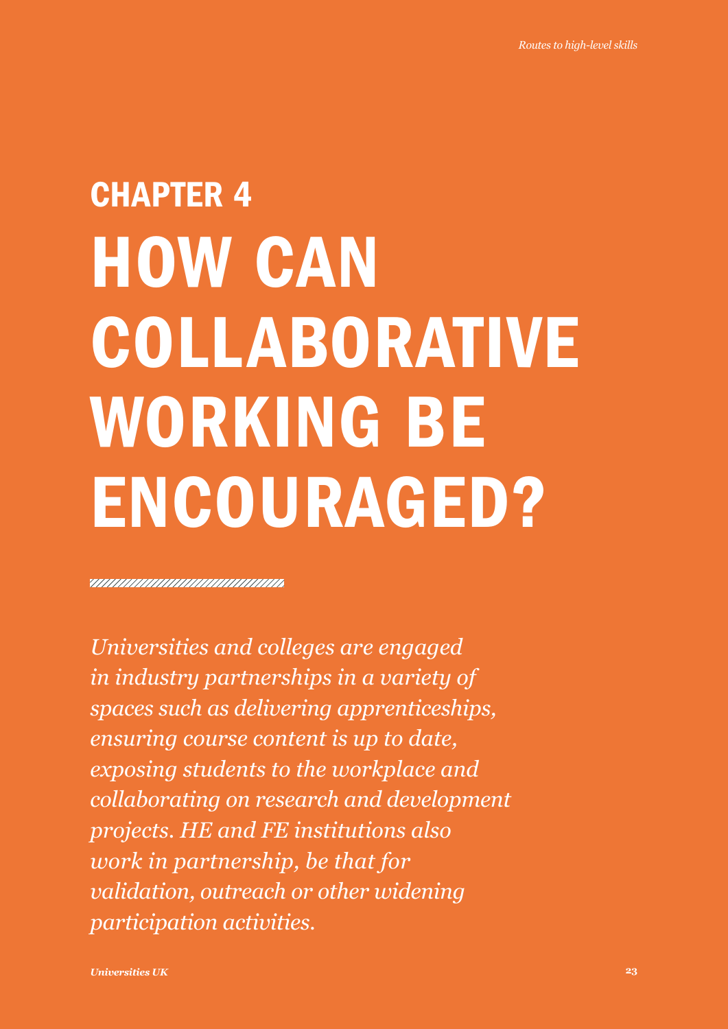# CHAPTER 4
# HOW CAN COLLABORATIVE WORKING BE ENCOURAGED?

*Universities and colleges are engaged in industry partnerships in a variety of spaces such as delivering apprenticeships, ensuring course content is up to date, exposing students to the workplace and collaborating on research and development projects. HE and FE institutions also work in partnership, be that for validation, outreach or other widening participation activities.*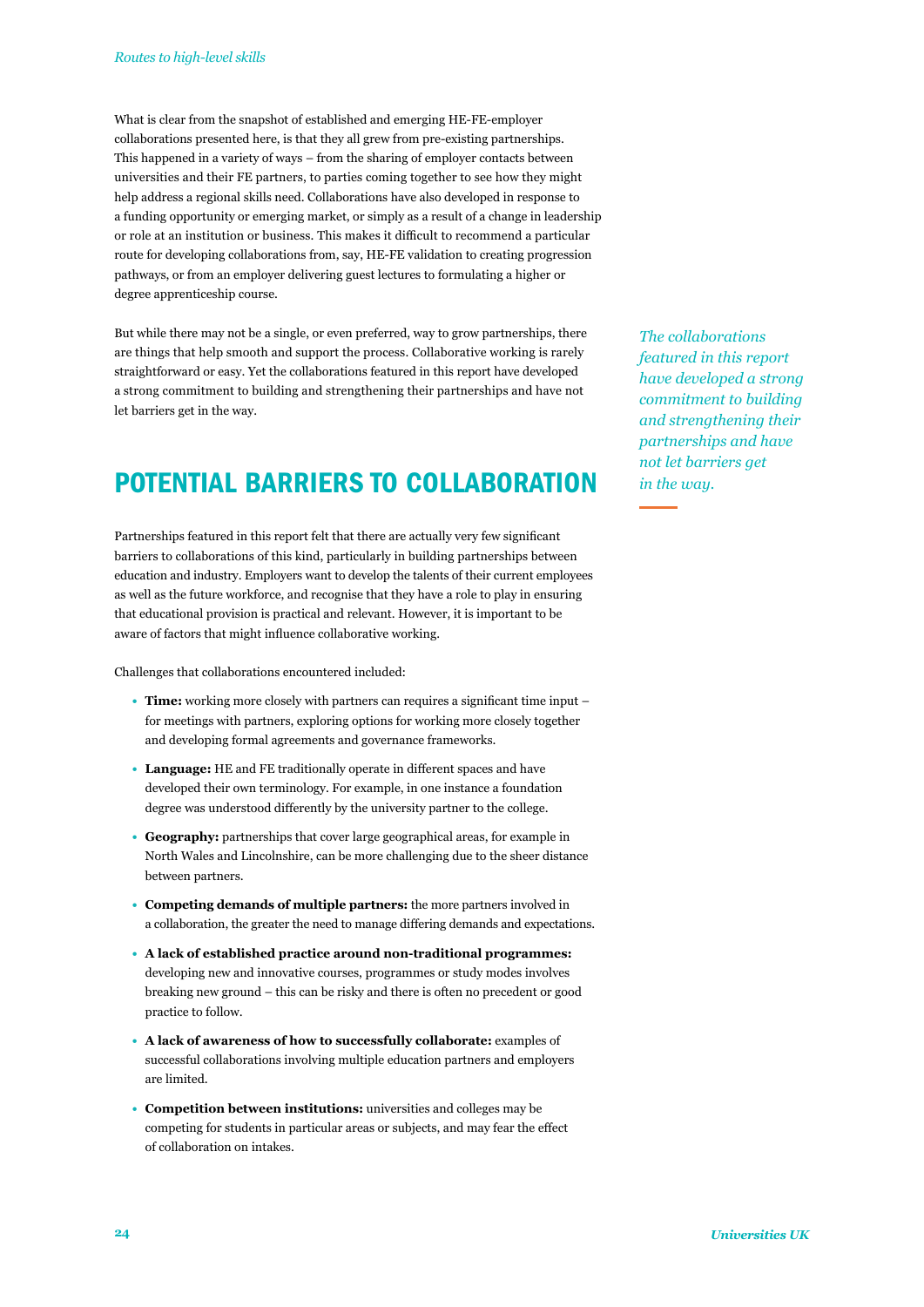What is clear from the snapshot of established and emerging HE-FE-employer collaborations presented here, is that they all grew from pre-existing partnerships. This happened in a variety of ways – from the sharing of employer contacts between universities and their FE partners, to parties coming together to see how they might help address a regional skills need. Collaborations have also developed in response to a funding opportunity or emerging market, or simply as a result of a change in leadership or role at an institution or business. This makes it difficult to recommend a particular route for developing collaborations from, say, HE-FE validation to creating progression pathways, or from an employer delivering guest lectures to formulating a higher or degree apprenticeship course.

But while there may not be a single, or even preferred, way to grow partnerships, there are things that help smooth and support the process. Collaborative working is rarely straightforward or easy. Yet the collaborations featured in this report have developed a strong commitment to building and strengthening their partnerships and have not let barriers get in the way.

*The collaborations featured in this report have developed a strong commitment to building and strengthening their partnerships and have not let barriers get in the way.*

## POTENTIAL BARRIERS TO COLLABORATION

Partnerships featured in this report felt that there are actually very few significant barriers to collaborations of this kind, particularly in building partnerships between education and industry. Employers want to develop the talents of their current employees as well as the future workforce, and recognise that they have a role to play in ensuring that educational provision is practical and relevant. However, it is important to be aware of factors that might influence collaborative working.

Challenges that collaborations encountered included:

- **Time:** working more closely with partners can requires a significant time input – for meetings with partners, exploring options for working more closely together and developing formal agreements and governance frameworks.
- **Language:** HE and FE traditionally operate in different spaces and have developed their own terminology. For example, in one instance a foundation degree was understood differently by the university partner to the college.
- **Geography:** partnerships that cover large geographical areas, for example in North Wales and Lincolnshire, can be more challenging due to the sheer distance between partners.
- **Competing demands of multiple partners:** the more partners involved in a collaboration, the greater the need to manage differing demands and expectations.
- **A lack of established practice around non-traditional programmes:** developing new and innovative courses, programmes or study modes involves breaking new ground – this can be risky and there is often no precedent or good practice to follow.
- **A lack of awareness of how to successfully collaborate:** examples of successful collaborations involving multiple education partners and employers are limited.
- **Competition between institutions:** universities and colleges may be competing for students in particular areas or subjects, and may fear the effect of collaboration on intakes.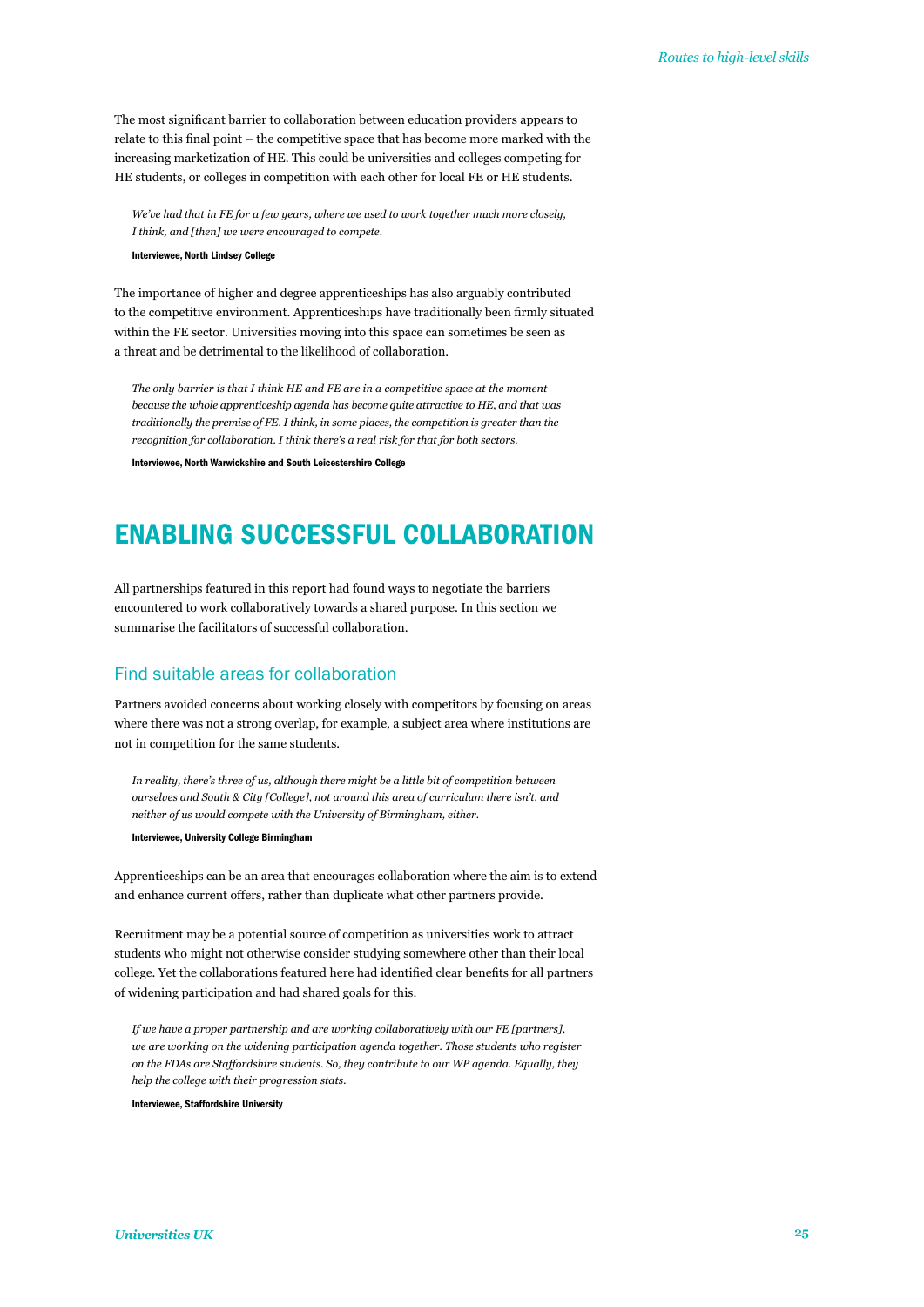The most significant barrier to collaboration between education providers appears to relate to this final point – the competitive space that has become more marked with the increasing marketization of HE. This could be universities and colleges competing for HE students, or colleges in competition with each other for local FE or HE students.

> *We've had that in FE for a few years, where we used to work together much more closely, I think, and [then] we were encouraged to compete.*
>
> **Interviewee, North Lindsey College**

The importance of higher and degree apprenticeships has also arguably contributed to the competitive environment. Apprenticeships have traditionally been firmly situated within the FE sector. Universities moving into this space can sometimes be seen as a threat and be detrimental to the likelihood of collaboration.

> *The only barrier is that I think HE and FE are in a competitive space at the moment because the whole apprenticeship agenda has become quite attractive to HE, and that was traditionally the premise of FE. I think, in some places, the competition is greater than the recognition for collaboration. I think there's a real risk for that for both sectors.*
>
> **Interviewee, North Warwickshire and South Leicestershire College**

# ENABLING SUCCESSFUL COLLABORATION

All partnerships featured in this report had found ways to negotiate the barriers encountered to work collaboratively towards a shared purpose. In this section we summarise the facilitators of successful collaboration.

## Find suitable areas for collaboration

Partners avoided concerns about working closely with competitors by focusing on areas where there was not a strong overlap, for example, a subject area where institutions are not in competition for the same students.

> *In reality, there's three of us, although there might be a little bit of competition between ourselves and South & City [College], not around this area of curriculum there isn't, and neither of us would compete with the University of Birmingham, either.*
>
> **Interviewee, University College Birmingham**

Apprenticeships can be an area that encourages collaboration where the aim is to extend and enhance current offers, rather than duplicate what other partners provide.

Recruitment may be a potential source of competition as universities work to attract students who might not otherwise consider studying somewhere other than their local college. Yet the collaborations featured here had identified clear benefits for all partners of widening participation and had shared goals for this.

> *If we have a proper partnership and are working collaboratively with our FE [partners], we are working on the widening participation agenda together. Those students who register on the FDAs are Staffordshire students. So, they contribute to our WP agenda. Equally, they help the college with their progression stats.*
>
> **Interviewee, Staffordshire University**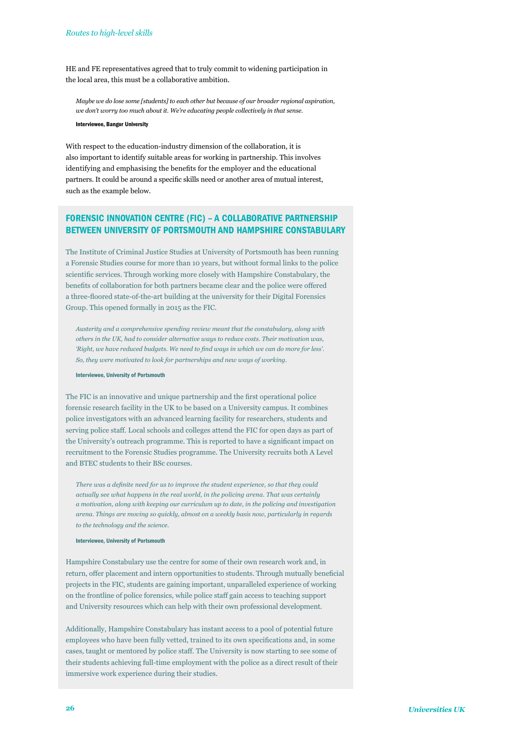HE and FE representatives agreed that to truly commit to widening participation in the local area, this must be a collaborative ambition.

> *Maybe we do lose some [students] to each other but because of our broader regional aspiration, we don't worry too much about it. We're educating people collectively in that sense.*
>
> **Interviewee, Bangor University**

With respect to the education-industry dimension of the collaboration, it is also important to identify suitable areas for working in partnership. This involves identifying and emphasising the benefits for the employer and the educational partners. It could be around a specific skills need or another area of mutual interest, such as the example below.

### FORENSIC INNOVATION CENTRE (FIC) – A COLLABORATIVE PARTNERSHIP BETWEEN UNIVERSITY OF PORTSMOUTH AND HAMPSHIRE CONSTABULARY

The Institute of Criminal Justice Studies at University of Portsmouth has been running a Forensic Studies course for more than 10 years, but without formal links to the police scientific services. Through working more closely with Hampshire Constabulary, the benefits of collaboration for both partners became clear and the police were offered a three-floored state-of-the-art building at the university for their Digital Forensics Group. This opened formally in 2015 as the FIC.

> *Austerity and a comprehensive spending review meant that the constabulary, along with others in the UK, had to consider alternative ways to reduce costs. Their motivation was, 'Right, we have reduced budgets. We need to find ways in which we can do more for less'. So, they were motivated to look for partnerships and new ways of working.*
>
> **Interviewee, University of Portsmouth**

The FIC is an innovative and unique partnership and the first operational police forensic research facility in the UK to be based on a University campus. It combines police investigators with an advanced learning facility for researchers, students and serving police staff. Local schools and colleges attend the FIC for open days as part of the University's outreach programme. This is reported to have a significant impact on recruitment to the Forensic Studies programme. The University recruits both A Level and BTEC students to their BSc courses.

> *There was a definite need for us to improve the student experience, so that they could actually see what happens in the real world, in the policing arena. That was certainly a motivation, along with keeping our curriculum up to date, in the policing and investigation arena. Things are moving so quickly, almost on a weekly basis now, particularly in regards to the technology and the science.*
>
> **Interviewee, University of Portsmouth**

Hampshire Constabulary use the centre for some of their own research work and, in return, offer placement and intern opportunities to students. Through mutually beneficial projects in the FIC, students are gaining important, unparalleled experience of working on the frontline of police forensics, while police staff gain access to teaching support and University resources which can help with their own professional development.

Additionally, Hampshire Constabulary has instant access to a pool of potential future employees who have been fully vetted, trained to its own specifications and, in some cases, taught or mentored by police staff. The University is now starting to see some of their students achieving full-time employment with the police as a direct result of their immersive work experience during their studies.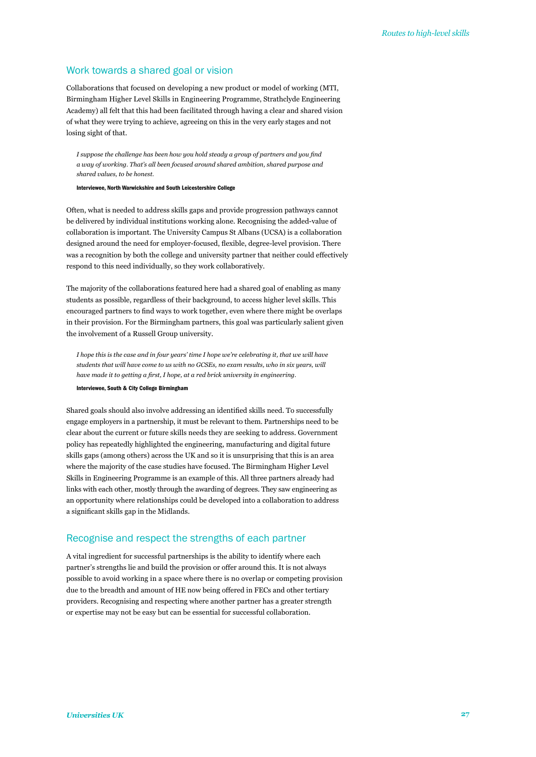## Work towards a shared goal or vision

Collaborations that focused on developing a new product or model of working (MTI, Birmingham Higher Level Skills in Engineering Programme, Strathclyde Engineering Academy) all felt that this had been facilitated through having a clear and shared vision of what they were trying to achieve, agreeing on this in the very early stages and not losing sight of that.

> *I suppose the challenge has been how you hold steady a group of partners and you find a way of working. That's all been focused around shared ambition, shared purpose and shared values, to be honest.*
>
> **Interviewee, North Warwickshire and South Leicestershire College**

Often, what is needed to address skills gaps and provide progression pathways cannot be delivered by individual institutions working alone. Recognising the added-value of collaboration is important. The University Campus St Albans (UCSA) is a collaboration designed around the need for employer-focused, flexible, degree-level provision. There was a recognition by both the college and university partner that neither could effectively respond to this need individually, so they work collaboratively.

The majority of the collaborations featured here had a shared goal of enabling as many students as possible, regardless of their background, to access higher level skills. This encouraged partners to find ways to work together, even where there might be overlaps in their provision. For the Birmingham partners, this goal was particularly salient given the involvement of a Russell Group university.

> *I hope this is the case and in four years' time I hope we're celebrating it, that we will have students that will have come to us with no GCSEs, no exam results, who in six years, will have made it to getting a first, I hope, at a red brick university in engineering.*
>
> **Interviewee, South & City College Birmingham**

Shared goals should also involve addressing an identified skills need. To successfully engage employers in a partnership, it must be relevant to them. Partnerships need to be clear about the current or future skills needs they are seeking to address. Government policy has repeatedly highlighted the engineering, manufacturing and digital future skills gaps (among others) across the UK and so it is unsurprising that this is an area where the majority of the case studies have focused. The Birmingham Higher Level Skills in Engineering Programme is an example of this. All three partners already had links with each other, mostly through the awarding of degrees. They saw engineering as an opportunity where relationships could be developed into a collaboration to address a significant skills gap in the Midlands.

## Recognise and respect the strengths of each partner

A vital ingredient for successful partnerships is the ability to identify where each partner's strengths lie and build the provision or offer around this. It is not always possible to avoid working in a space where there is no overlap or competing provision due to the breadth and amount of HE now being offered in FECs and other tertiary providers. Recognising and respecting where another partner has a greater strength or expertise may not be easy but can be essential for successful collaboration.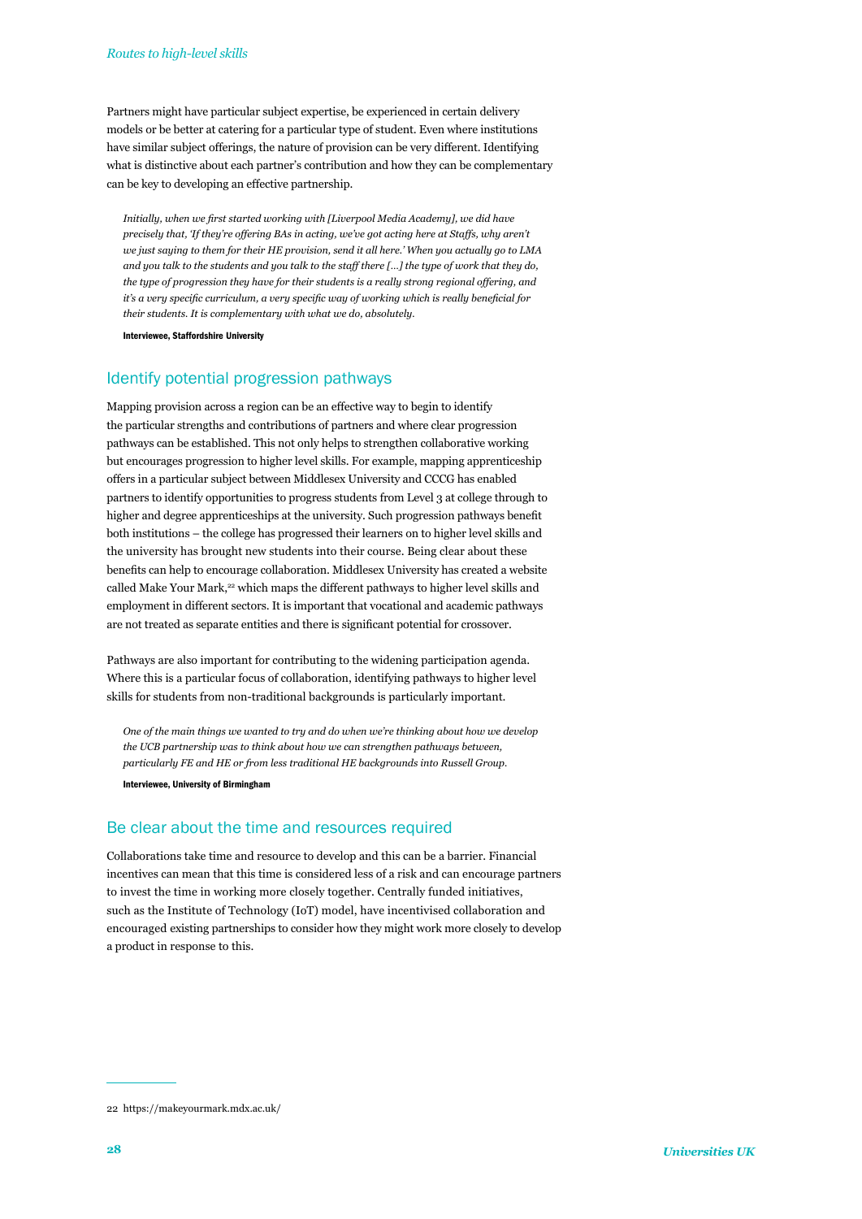Partners might have particular subject expertise, be experienced in certain delivery models or be better at catering for a particular type of student. Even where institutions have similar subject offerings, the nature of provision can be very different. Identifying what is distinctive about each partner's contribution and how they can be complementary can be key to developing an effective partnership.

> *Initially, when we first started working with [Liverpool Media Academy], we did have precisely that, 'If they're offering BAs in acting, we've got acting here at Staffs, why aren't we just saying to them for their HE provision, send it all here.' When you actually go to LMA and you talk to the students and you talk to the staff there […] the type of work that they do, the type of progression they have for their students is a really strong regional offering, and it's a very specific curriculum, a very specific way of working which is really beneficial for their students. It is complementary with what we do, absolutely.*
>
> **Interviewee, Staffordshire University**

## Identify potential progression pathways

Mapping provision across a region can be an effective way to begin to identify the particular strengths and contributions of partners and where clear progression pathways can be established. This not only helps to strengthen collaborative working but encourages progression to higher level skills. For example, mapping apprenticeship offers in a particular subject between Middlesex University and CCCG has enabled partners to identify opportunities to progress students from Level 3 at college through to higher and degree apprenticeships at the university. Such progression pathways benefit both institutions – the college has progressed their learners on to higher level skills and the university has brought new students into their course. Being clear about these benefits can help to encourage collaboration. Middlesex University has created a website called Make Your Mark,[22] which maps the different pathways to higher level skills and employment in different sectors. It is important that vocational and academic pathways are not treated as separate entities and there is significant potential for crossover.

Pathways are also important for contributing to the widening participation agenda. Where this is a particular focus of collaboration, identifying pathways to higher level skills for students from non-traditional backgrounds is particularly important.

> *One of the main things we wanted to try and do when we're thinking about how we develop the UCB partnership was to think about how we can strengthen pathways between, particularly FE and HE or from less traditional HE backgrounds into Russell Group.*
>
> **Interviewee, University of Birmingham**

## Be clear about the time and resources required

Collaborations take time and resource to develop and this can be a barrier. Financial incentives can mean that this time is considered less of a risk and can encourage partners to invest the time in working more closely together. Centrally funded initiatives, such as the Institute of Technology (IoT) model, have incentivised collaboration and encouraged existing partnerships to consider how they might work more closely to develop a product in response to this.

---

22 https://makeyourmark.mdx.ac.uk/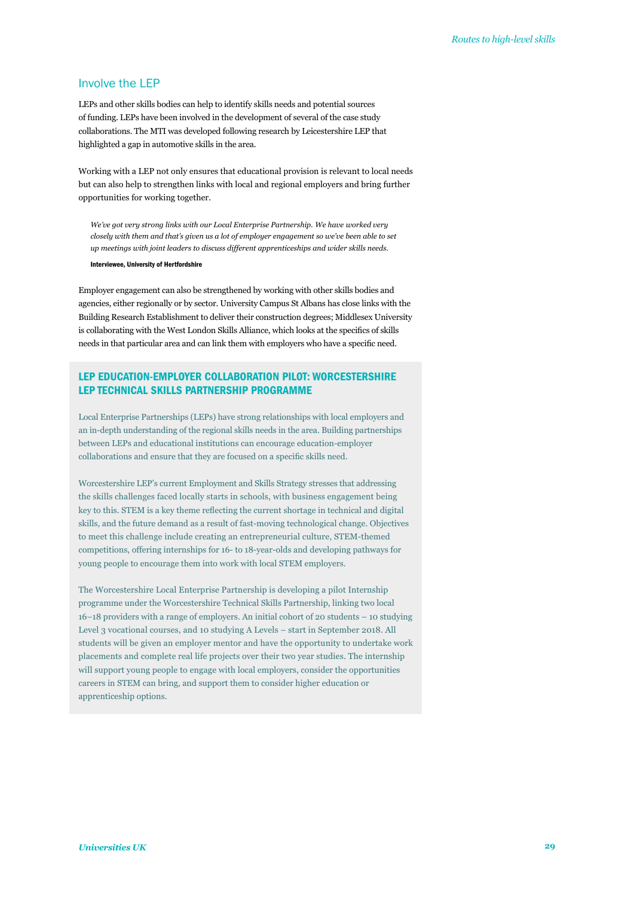## Involve the LEP

LEPs and other skills bodies can help to identify skills needs and potential sources of funding. LEPs have been involved in the development of several of the case study collaborations. The MTI was developed following research by Leicestershire LEP that highlighted a gap in automotive skills in the area.

Working with a LEP not only ensures that educational provision is relevant to local needs but can also help to strengthen links with local and regional employers and bring further opportunities for working together.

> *We've got very strong links with our Local Enterprise Partnership. We have worked very closely with them and that's given us a lot of employer engagement so we've been able to set up meetings with joint leaders to discuss different apprenticeships and wider skills needs.*
>
> **Interviewee, University of Hertfordshire**

Employer engagement can also be strengthened by working with other skills bodies and agencies, either regionally or by sector. University Campus St Albans has close links with the Building Research Establishment to deliver their construction degrees; Middlesex University is collaborating with the West London Skills Alliance, which looks at the specifics of skills needs in that particular area and can link them with employers who have a specific need.

### LEP EDUCATION-EMPLOYER COLLABORATION PILOT: WORCESTERSHIRE LEP TECHNICAL SKILLS PARTNERSHIP PROGRAMME

Local Enterprise Partnerships (LEPs) have strong relationships with local employers and an in-depth understanding of the regional skills needs in the area. Building partnerships between LEPs and educational institutions can encourage education-employer collaborations and ensure that they are focused on a specific skills need.

Worcestershire LEP's current Employment and Skills Strategy stresses that addressing the skills challenges faced locally starts in schools, with business engagement being key to this. STEM is a key theme reflecting the current shortage in technical and digital skills, and the future demand as a result of fast-moving technological change. Objectives to meet this challenge include creating an entrepreneurial culture, STEM-themed competitions, offering internships for 16- to 18-year-olds and developing pathways for young people to encourage them into work with local STEM employers.

The Worcestershire Local Enterprise Partnership is developing a pilot Internship programme under the Worcestershire Technical Skills Partnership, linking two local 16–18 providers with a range of employers. An initial cohort of 20 students – 10 studying Level 3 vocational courses, and 10 studying A Levels – start in September 2018. All students will be given an employer mentor and have the opportunity to undertake work placements and complete real life projects over their two year studies. The internship will support young people to engage with local employers, consider the opportunities careers in STEM can bring, and support them to consider higher education or apprenticeship options.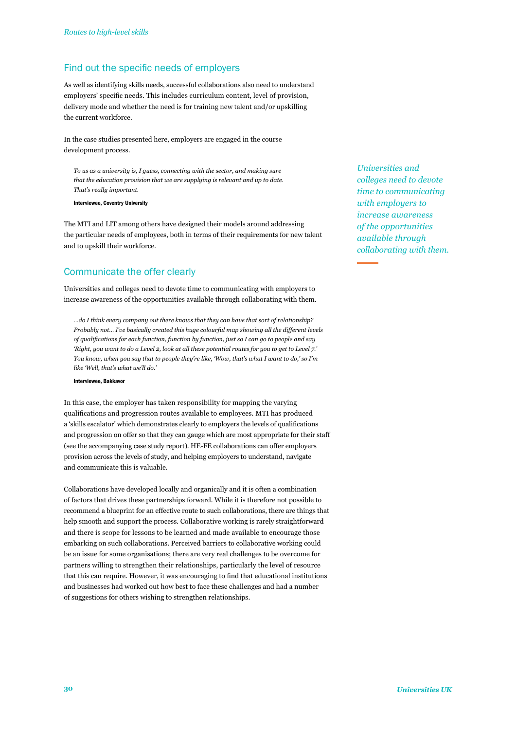## Find out the specific needs of employers

As well as identifying skills needs, successful collaborations also need to understand employers' specific needs. This includes curriculum content, level of provision, delivery mode and whether the need is for training new talent and/or upskilling the current workforce.

In the case studies presented here, employers are engaged in the course development process.

> *To us as a university is, I guess, connecting with the sector, and making sure that the education provision that we are supplying is relevant and up to date. That's really important.*
>
> **Interviewee, Coventry University**

The MTI and LIT among others have designed their models around addressing the particular needs of employees, both in terms of their requirements for new talent and to upskill their workforce.

*Universities and colleges need to devote time to communicating with employers to increase awareness of the opportunities available through collaborating with them.*

## Communicate the offer clearly

Universities and colleges need to devote time to communicating with employers to increase awareness of the opportunities available through collaborating with them.

> *...do I think every company out there knows that they can have that sort of relationship? Probably not... I've basically created this huge colourful map showing all the different levels of qualifications for each function, function by function, just so I can go to people and say 'Right, you want to do a Level 2, look at all these potential routes for you to get to Level 7.' You know, when you say that to people they're like, 'Wow, that's what I want to do,' so I'm like 'Well, that's what we'll do.'*
>
> **Interviewee, Bakkavor**

In this case, the employer has taken responsibility for mapping the varying qualifications and progression routes available to employees. MTI has produced a 'skills escalator' which demonstrates clearly to employers the levels of qualifications and progression on offer so that they can gauge which are most appropriate for their staff (see the accompanying case study report). HE-FE collaborations can offer employers provision across the levels of study, and helping employers to understand, navigate and communicate this is valuable.

Collaborations have developed locally and organically and it is often a combination of factors that drives these partnerships forward. While it is therefore not possible to recommend a blueprint for an effective route to such collaborations, there are things that help smooth and support the process. Collaborative working is rarely straightforward and there is scope for lessons to be learned and made available to encourage those embarking on such collaborations. Perceived barriers to collaborative working could be an issue for some organisations; there are very real challenges to be overcome for partners willing to strengthen their relationships, particularly the level of resource that this can require. However, it was encouraging to find that educational institutions and businesses had worked out how best to face these challenges and had a number of suggestions for others wishing to strengthen relationships.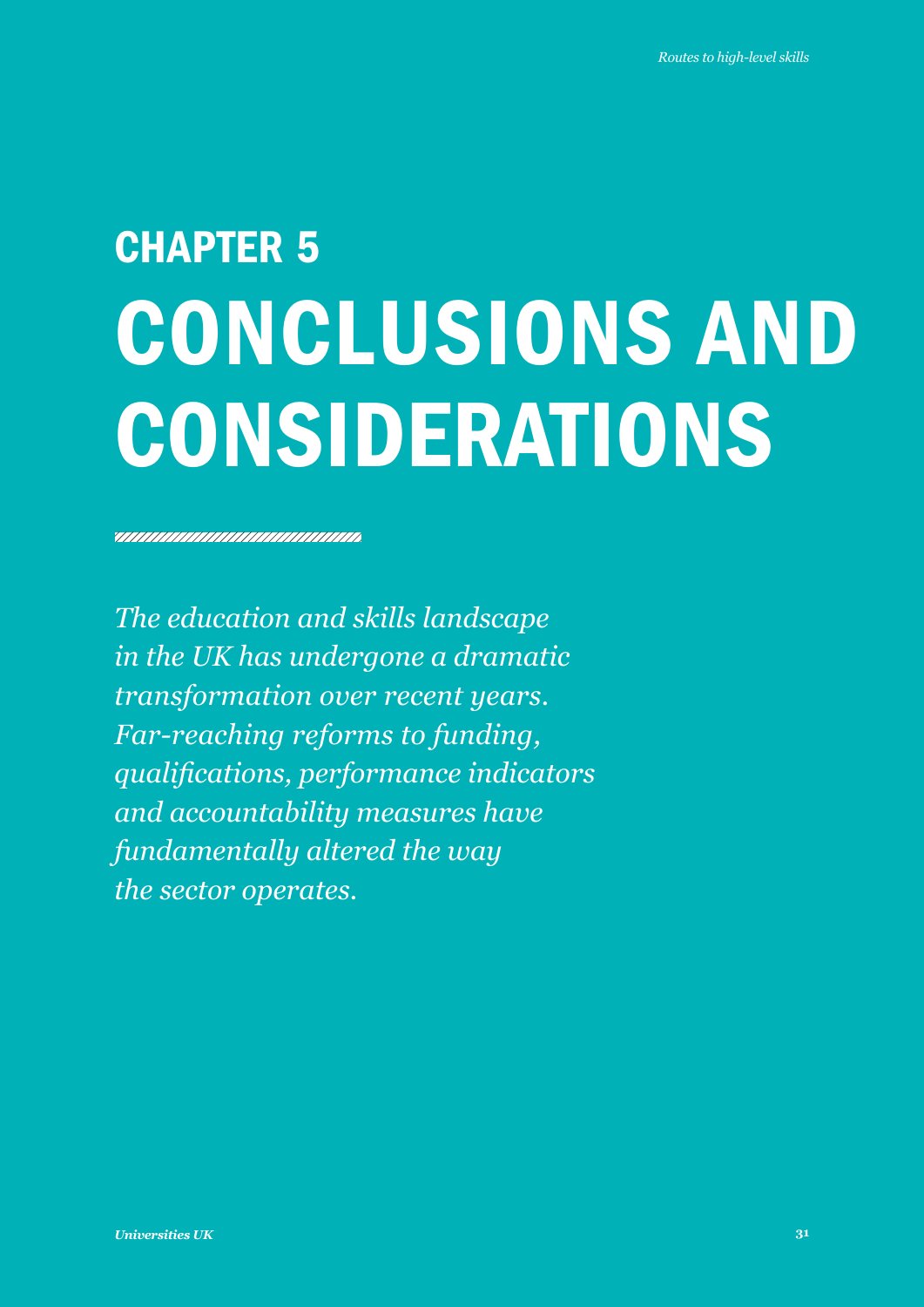# CHAPTER 5
# CONCLUSIONS AND CONSIDERATIONS

*The education and skills landscape in the UK has undergone a dramatic transformation over recent years. Far-reaching reforms to funding, qualifications, performance indicators and accountability measures have fundamentally altered the way the sector operates.*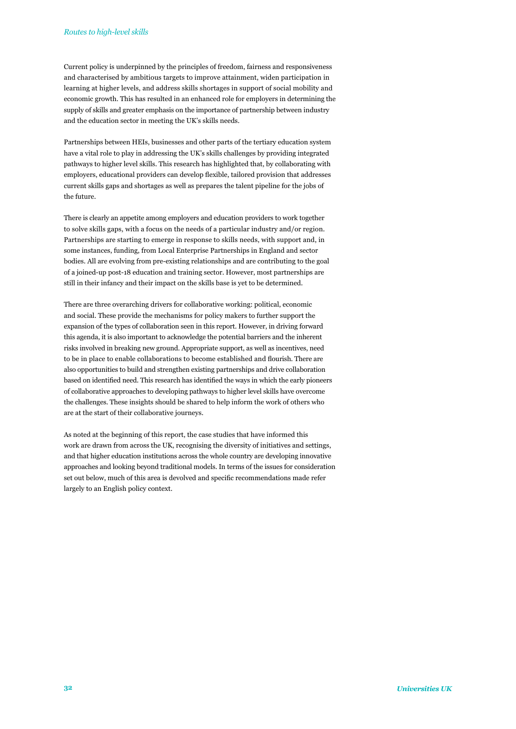Current policy is underpinned by the principles of freedom, fairness and responsiveness and characterised by ambitious targets to improve attainment, widen participation in learning at higher levels, and address skills shortages in support of social mobility and economic growth. This has resulted in an enhanced role for employers in determining the supply of skills and greater emphasis on the importance of partnership between industry and the education sector in meeting the UK's skills needs.

Partnerships between HEIs, businesses and other parts of the tertiary education system have a vital role to play in addressing the UK's skills challenges by providing integrated pathways to higher level skills. This research has highlighted that, by collaborating with employers, educational providers can develop flexible, tailored provision that addresses current skills gaps and shortages as well as prepares the talent pipeline for the jobs of the future.

There is clearly an appetite among employers and education providers to work together to solve skills gaps, with a focus on the needs of a particular industry and/or region. Partnerships are starting to emerge in response to skills needs, with support and, in some instances, funding, from Local Enterprise Partnerships in England and sector bodies. All are evolving from pre-existing relationships and are contributing to the goal of a joined-up post-18 education and training sector. However, most partnerships are still in their infancy and their impact on the skills base is yet to be determined.

There are three overarching drivers for collaborative working: political, economic and social. These provide the mechanisms for policy makers to further support the expansion of the types of collaboration seen in this report. However, in driving forward this agenda, it is also important to acknowledge the potential barriers and the inherent risks involved in breaking new ground. Appropriate support, as well as incentives, need to be in place to enable collaborations to become established and flourish. There are also opportunities to build and strengthen existing partnerships and drive collaboration based on identified need. This research has identified the ways in which the early pioneers of collaborative approaches to developing pathways to higher level skills have overcome the challenges. These insights should be shared to help inform the work of others who are at the start of their collaborative journeys.

As noted at the beginning of this report, the case studies that have informed this work are drawn from across the UK, recognising the diversity of initiatives and settings, and that higher education institutions across the whole country are developing innovative approaches and looking beyond traditional models. In terms of the issues for consideration set out below, much of this area is devolved and specific recommendations made refer largely to an English policy context.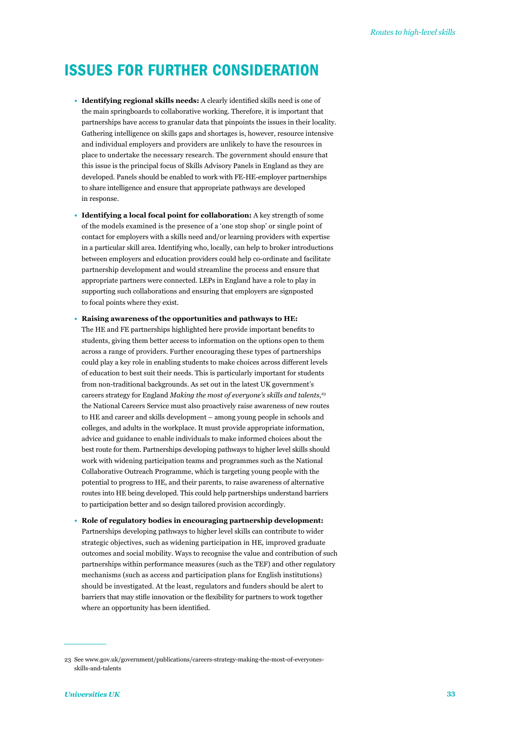## ISSUES FOR FURTHER CONSIDERATION

- **Identifying regional skills needs:** A clearly identified skills need is one of the main springboards to collaborative working. Therefore, it is important that partnerships have access to granular data that pinpoints the issues in their locality. Gathering intelligence on skills gaps and shortages is, however, resource intensive and individual employers and providers are unlikely to have the resources in place to undertake the necessary research. The government should ensure that this issue is the principal focus of Skills Advisory Panels in England as they are developed. Panels should be enabled to work with FE-HE-employer partnerships to share intelligence and ensure that appropriate pathways are developed in response.

- **Identifying a local focal point for collaboration:** A key strength of some of the models examined is the presence of a 'one stop shop' or single point of contact for employers with a skills need and/or learning providers with expertise in a particular skill area. Identifying who, locally, can help to broker introductions between employers and education providers could help co-ordinate and facilitate partnership development and would streamline the process and ensure that appropriate partners were connected. LEPs in England have a role to play in supporting such collaborations and ensuring that employers are signposted to focal points where they exist.

- **Raising awareness of the opportunities and pathways to HE:** The HE and FE partnerships highlighted here provide important benefits to students, giving them better access to information on the options open to them across a range of providers. Further encouraging these types of partnerships could play a key role in enabling students to make choices across different levels of education to best suit their needs. This is particularly important for students from non-traditional backgrounds. As set out in the latest UK government's careers strategy for England *Making the most of everyone's skills and talents*,[23] the National Careers Service must also proactively raise awareness of new routes to HE and career and skills development – among young people in schools and colleges, and adults in the workplace. It must provide appropriate information, advice and guidance to enable individuals to make informed choices about the best route for them. Partnerships developing pathways to higher level skills should work with widening participation teams and programmes such as the National Collaborative Outreach Programme, which is targeting young people with the potential to progress to HE, and their parents, to raise awareness of alternative routes into HE being developed. This could help partnerships understand barriers to participation better and so design tailored provision accordingly.

- **Role of regulatory bodies in encouraging partnership development:** Partnerships developing pathways to higher level skills can contribute to wider strategic objectives, such as widening participation in HE, improved graduate outcomes and social mobility. Ways to recognise the value and contribution of such partnerships within performance measures (such as the TEF) and other regulatory mechanisms (such as access and participation plans for English institutions) should be investigated. At the least, regulators and funders should be alert to barriers that may stifle innovation or the flexibility for partners to work together where an opportunity has been identified.

---

23 See www.gov.uk/government/publications/careers-strategy-making-the-most-of-everyones-skills-and-talents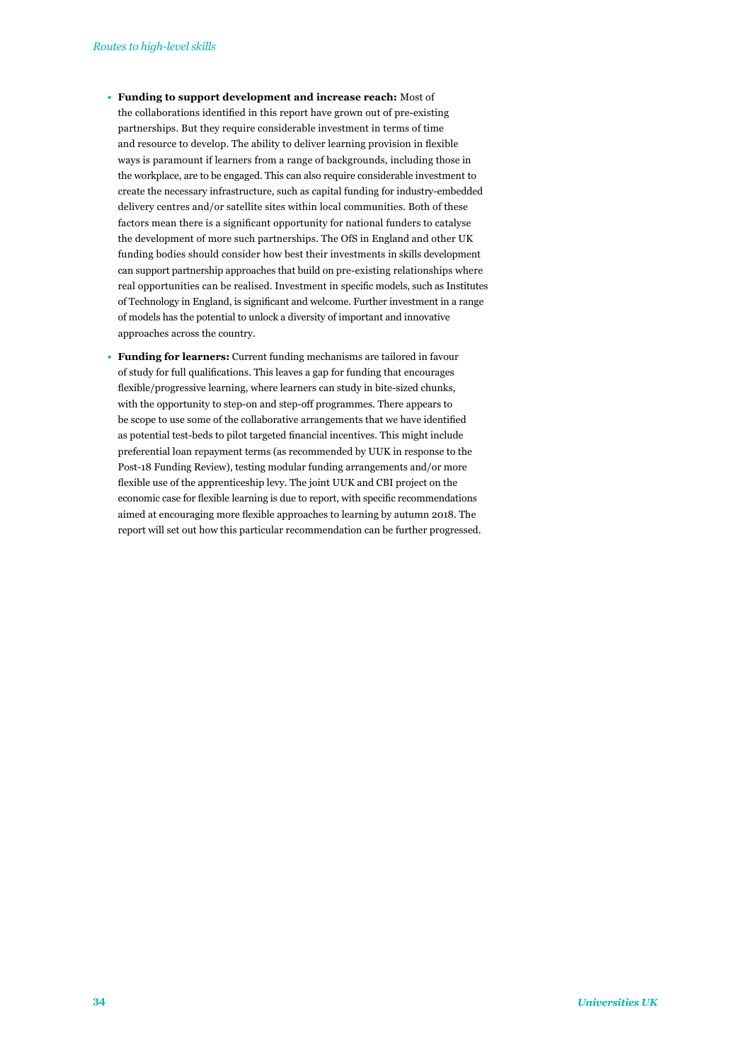- **Funding to support development and increase reach:** Most of the collaborations identified in this report have grown out of pre-existing partnerships. But they require considerable investment in terms of time and resource to develop. The ability to deliver learning provision in flexible ways is paramount if learners from a range of backgrounds, including those in the workplace, are to be engaged. This can also require considerable investment to create the necessary infrastructure, such as capital funding for industry-embedded delivery centres and/or satellite sites within local communities. Both of these factors mean there is a significant opportunity for national funders to catalyse the development of more such partnerships. The OfS in England and other UK funding bodies should consider how best their investments in skills development can support partnership approaches that build on pre-existing relationships where real opportunities can be realised. Investment in specific models, such as Institutes of Technology in England, is significant and welcome. Further investment in a range of models has the potential to unlock a diversity of important and innovative approaches across the country.

- **Funding for learners:** Current funding mechanisms are tailored in favour of study for full qualifications. This leaves a gap for funding that encourages flexible/progressive learning, where learners can study in bite-sized chunks, with the opportunity to step-on and step-off programmes. There appears to be scope to use some of the collaborative arrangements that we have identified as potential test-beds to pilot targeted financial incentives. This might include preferential loan repayment terms (as recommended by UUK in response to the Post-18 Funding Review), testing modular funding arrangements and/or more flexible use of the apprenticeship levy. The joint UUK and CBI project on the economic case for flexible learning is due to report, with specific recommendations aimed at encouraging more flexible approaches to learning by autumn 2018. The report will set out how this particular recommendation can be further progressed.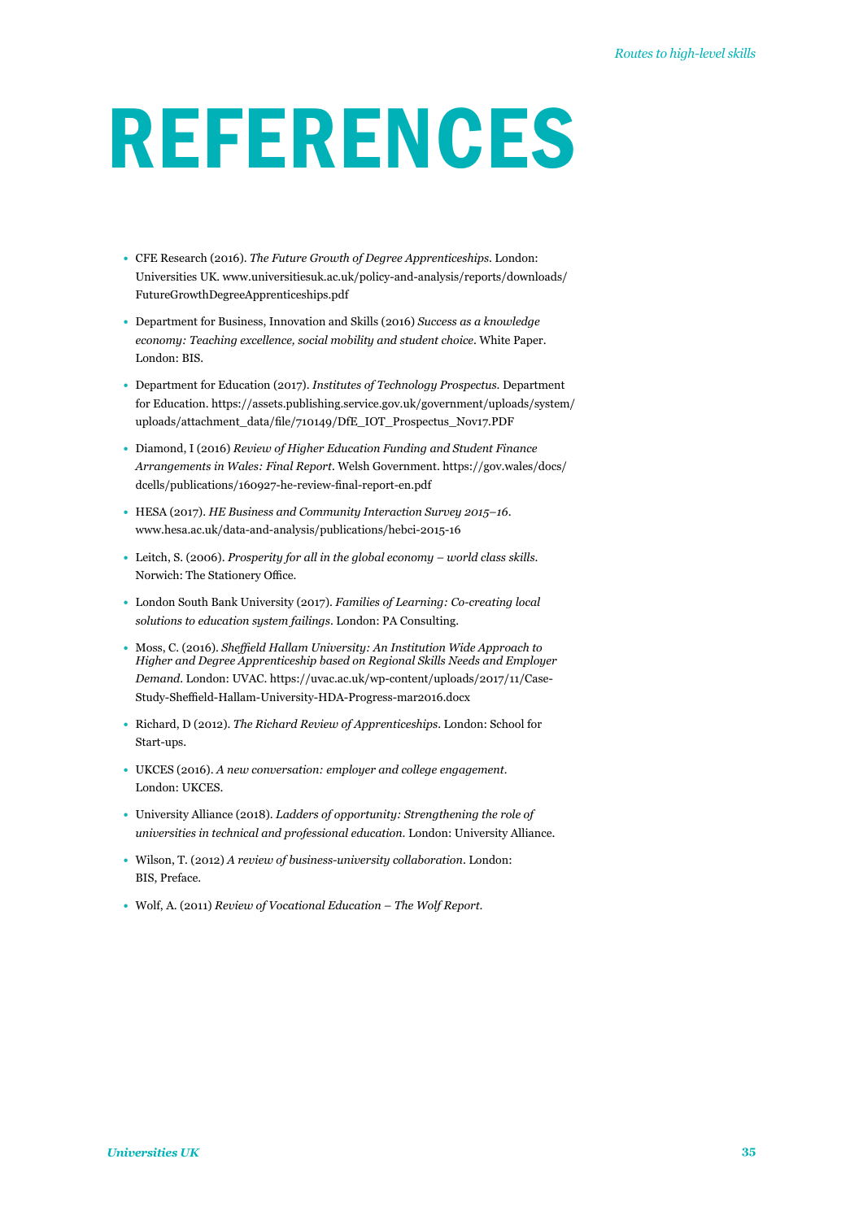# REFERENCES

- CFE Research (2016). *The Future Growth of Degree Apprenticeships*. London: Universities UK. www.universitiesuk.ac.uk/policy-and-analysis/reports/downloads/FutureGrowthDegreeApprenticeships.pdf
- Department for Business, Innovation and Skills (2016) *Success as a knowledge economy: Teaching excellence, social mobility and student choice*. White Paper. London: BIS.
- Department for Education (2017). *Institutes of Technology Prospectus*. Department for Education. https://assets.publishing.service.gov.uk/government/uploads/system/uploads/attachment_data/file/710149/DfE_IOT_Prospectus_Nov17.PDF
- Diamond, I (2016) *Review of Higher Education Funding and Student Finance Arrangements in Wales: Final Report*. Welsh Government. https://gov.wales/docs/dcells/publications/160927-he-review-final-report-en.pdf
- HESA (2017). *HE Business and Community Interaction Survey 2015–16*. www.hesa.ac.uk/data-and-analysis/publications/hebci-2015-16
- Leitch, S. (2006). *Prosperity for all in the global economy – world class skills*. Norwich: The Stationery Office.
- London South Bank University (2017). *Families of Learning: Co-creating local solutions to education system failings*. London: PA Consulting.
- Moss, C. (2016). *Sheffield Hallam University: An Institution Wide Approach to Higher and Degree Apprenticeship based on Regional Skills Needs and Employer Demand*. London: UVAC. https://uvac.ac.uk/wp-content/uploads/2017/11/Case-Study-Sheffield-Hallam-University-HDA-Progress-mar2016.docx
- Richard, D (2012). *The Richard Review of Apprenticeships*. London: School for Start-ups.
- UKCES (2016). *A new conversation: employer and college engagement*. London: UKCES.
- University Alliance (2018). *Ladders of opportunity: Strengthening the role of universities in technical and professional education*. London: University Alliance.
- Wilson, T. (2012) *A review of business-university collaboration*. London: BIS, Preface.
- Wolf, A. (2011) *Review of Vocational Education – The Wolf Report*.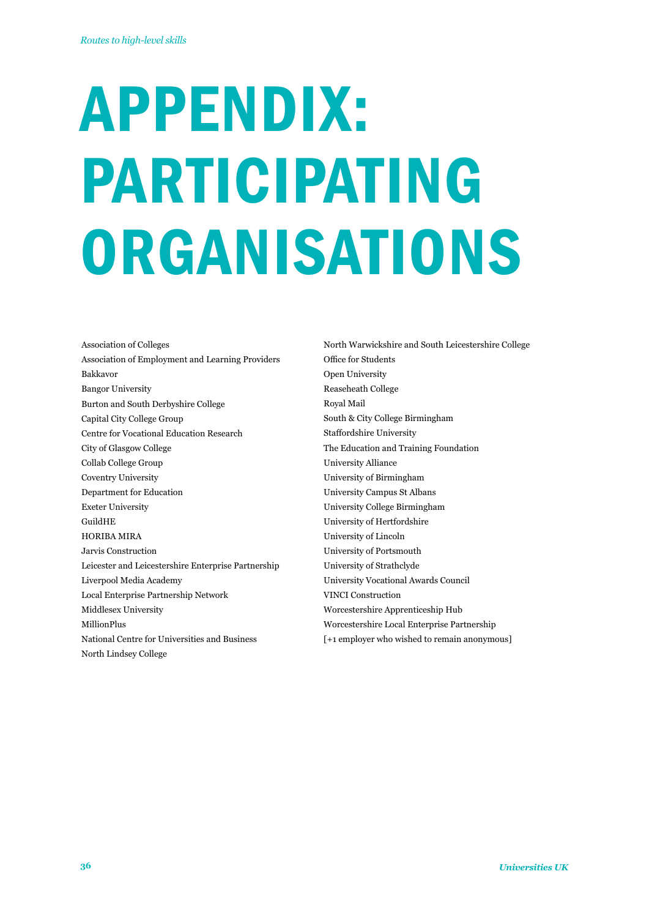# APPENDIX: PARTICIPATING ORGANISATIONS

Association of Colleges
Association of Employment and Learning Providers
Bakkavor
Bangor University
Burton and South Derbyshire College
Capital City College Group
Centre for Vocational Education Research
City of Glasgow College
Collab College Group
Coventry University
Department for Education
Exeter University
GuildHE
HORIBA MIRA
Jarvis Construction
Leicester and Leicestershire Enterprise Partnership
Liverpool Media Academy
Local Enterprise Partnership Network
Middlesex University
MillionPlus
National Centre for Universities and Business
North Lindsey College
North Warwickshire and South Leicestershire College
Office for Students
Open University
Reaseheath College
Royal Mail
South & City College Birmingham
Staffordshire University
The Education and Training Foundation
University Alliance
University of Birmingham
University Campus St Albans
University College Birmingham
University of Hertfordshire
University of Lincoln
University of Portsmouth
University of Strathclyde
University Vocational Awards Council
VINCI Construction
Worcestershire Apprenticeship Hub
Worcestershire Local Enterprise Partnership
[+1 employer who wished to remain anonymous]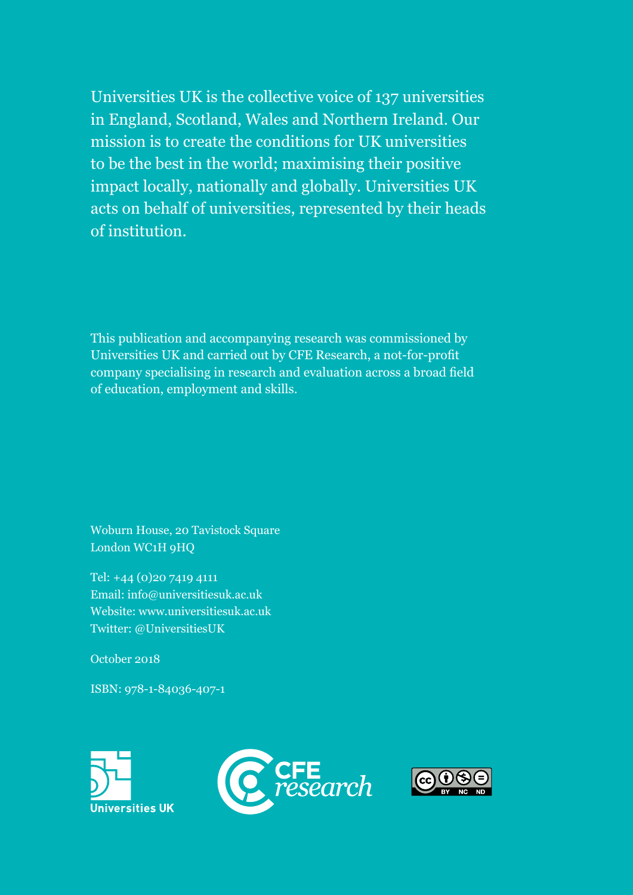Universities UK is the collective voice of 137 universities in England, Scotland, Wales and Northern Ireland. Our mission is to create the conditions for UK universities to be the best in the world; maximising their positive impact locally, nationally and globally. Universities UK acts on behalf of universities, represented by their heads of institution.

This publication and accompanying research was commissioned by Universities UK and carried out by CFE Research, a not-for-profit company specialising in research and evaluation across a broad field of education, employment and skills.

Woburn House, 20 Tavistock Square
London WC1H 9HQ

Tel: +44 (0)20 7419 4111
Email: info@universitiesuk.ac.uk
Website: www.universitiesuk.ac.uk
Twitter: @UniversitiesUK

October 2018

ISBN: 978-1-84036-407-1

Universities UK

CFE research

BY NC ND